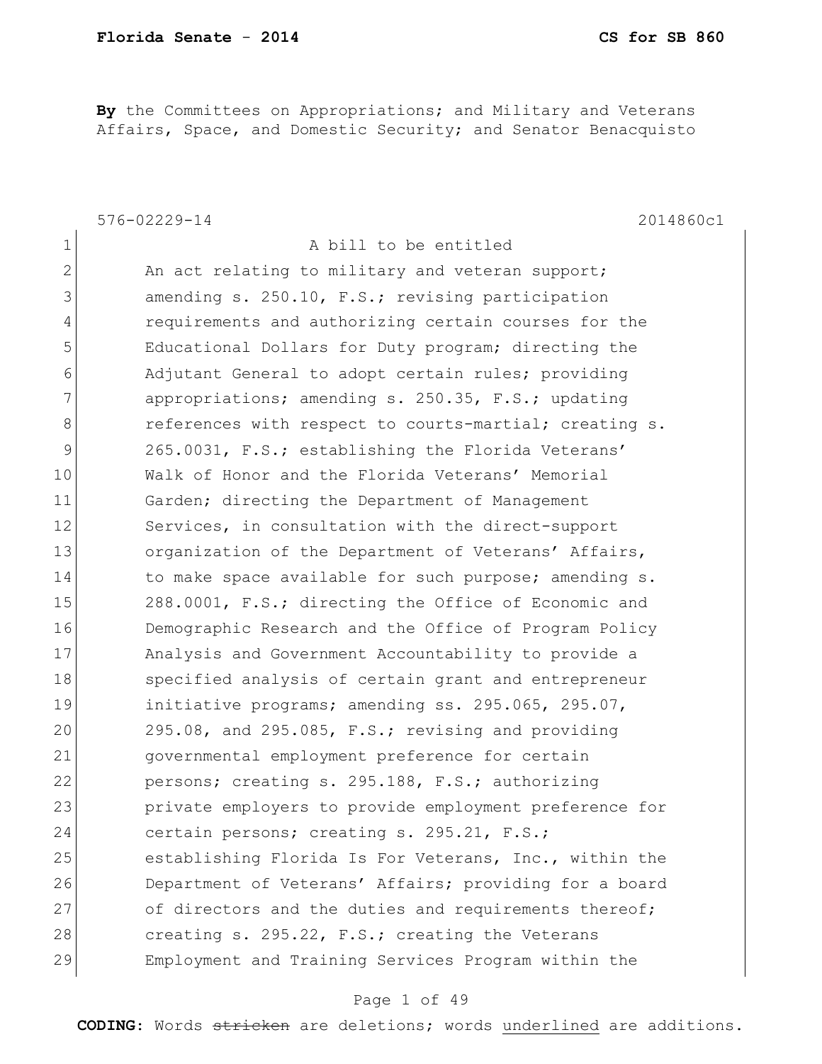**By** the Committees on Appropriations; and Military and Veterans Affairs, Space, and Domestic Security; and Senator Benacquisto

576-02229-14 2014860c1

1 A bill to be entitled
2 An act relating to military and veteran support;
3 amending s. 250.10, F.S.; revising participation
4 requirements and authorizing certain courses for the
5 Educational Dollars for Duty program; directing the
6 Adjutant General to adopt certain rules; providing
7 appropriations; amending s. 250.35, F.S.; updating
8 references with respect to courts-martial; creating s.
9 265.0031, F.S.; establishing the Florida Veterans'
10 Walk of Honor and the Florida Veterans' Memorial
11 Garden; directing the Department of Management
12 Services, in consultation with the direct-support
13 organization of the Department of Veterans' Affairs,
14 to make space available for such purpose; amending s.
15 288.0001, F.S.; directing the Office of Economic and
16 Demographic Research and the Office of Program Policy
17 Analysis and Government Accountability to provide a
18 specified analysis of certain grant and entrepreneur
19 initiative programs; amending ss. 295.065, 295.07,
20 295.08, and 295.085, F.S.; revising and providing
21 governmental employment preference for certain
22 persons; creating s. 295.188, F.S.; authorizing
23 private employers to provide employment preference for
24 certain persons; creating s. 295.21, F.S.;
25 establishing Florida Is For Veterans, Inc., within the
26 Department of Veterans' Affairs; providing for a board
27 of directors and the duties and requirements thereof;
28 creating s. 295.22, F.S.; creating the Veterans
29 Employment and Training Services Program within the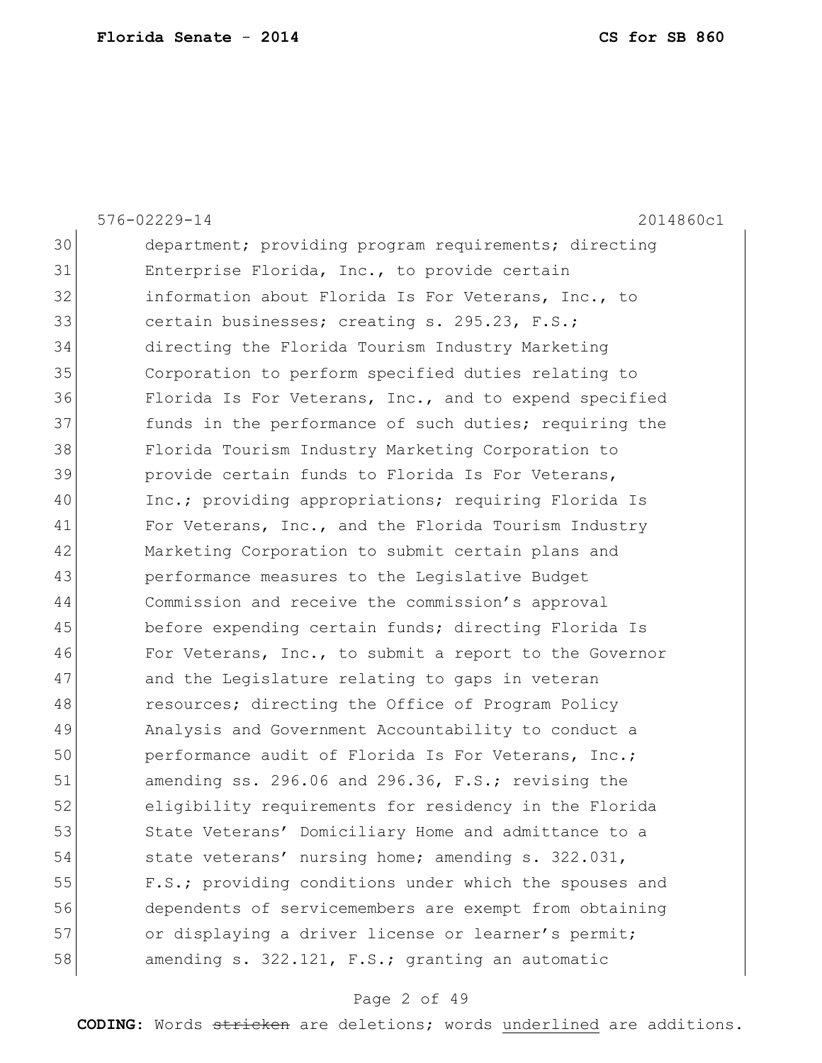576-02229-14 2014860c1

30 department; providing program requirements; directing
31 Enterprise Florida, Inc., to provide certain
32 information about Florida Is For Veterans, Inc., to
33 certain businesses; creating s. 295.23, F.S.;
34 directing the Florida Tourism Industry Marketing
35 Corporation to perform specified duties relating to
36 Florida Is For Veterans, Inc., and to expend specified
37 funds in the performance of such duties; requiring the
38 Florida Tourism Industry Marketing Corporation to
39 provide certain funds to Florida Is For Veterans,
40 Inc.; providing appropriations; requiring Florida Is
41 For Veterans, Inc., and the Florida Tourism Industry
42 Marketing Corporation to submit certain plans and
43 performance measures to the Legislative Budget
44 Commission and receive the commission's approval
45 before expending certain funds; directing Florida Is
46 For Veterans, Inc., to submit a report to the Governor
47 and the Legislature relating to gaps in veteran
48 resources; directing the Office of Program Policy
49 Analysis and Government Accountability to conduct a
50 performance audit of Florida Is For Veterans, Inc.;
51 amending ss. 296.06 and 296.36, F.S.; revising the
52 eligibility requirements for residency in the Florida
53 State Veterans' Domiciliary Home and admittance to a
54 state veterans' nursing home; amending s. 322.031,
55 F.S.; providing conditions under which the spouses and
56 dependents of servicemembers are exempt from obtaining
57 or displaying a driver license or learner's permit;
58 amending s. 322.121, F.S.; granting an automatic

**CODING:** Words ~~stricken~~ are deletions; words <u>underlined</u> are additions.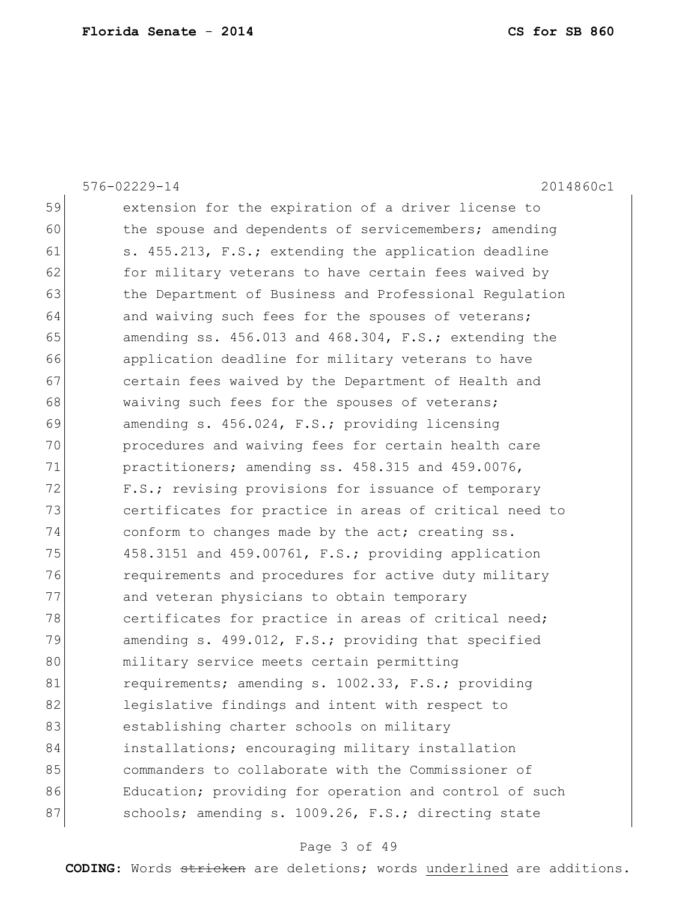576-02229-14 2014860c1

59 extension for the expiration of a driver license to
60 the spouse and dependents of servicemembers; amending
61 s. 455.213, F.S.; extending the application deadline
62 for military veterans to have certain fees waived by
63 the Department of Business and Professional Regulation
64 and waiving such fees for the spouses of veterans;
65 amending ss. 456.013 and 468.304, F.S.; extending the
66 application deadline for military veterans to have
67 certain fees waived by the Department of Health and
68 waiving such fees for the spouses of veterans;
69 amending s. 456.024, F.S.; providing licensing
70 procedures and waiving fees for certain health care
71 practitioners; amending ss. 458.315 and 459.0076,
72 F.S.; revising provisions for issuance of temporary
73 certificates for practice in areas of critical need to
74 conform to changes made by the act; creating ss.
75 458.3151 and 459.00761, F.S.; providing application
76 requirements and procedures for active duty military
77 and veteran physicians to obtain temporary
78 certificates for practice in areas of critical need;
79 amending s. 499.012, F.S.; providing that specified
80 military service meets certain permitting
81 requirements; amending s. 1002.33, F.S.; providing
82 legislative findings and intent with respect to
83 establishing charter schools on military
84 installations; encouraging military installation
85 commanders to collaborate with the Commissioner of
86 Education; providing for operation and control of such
87 schools; amending s. 1009.26, F.S.; directing state

**CODING:** Words ~~stricken~~ are deletions; words underlined are additions.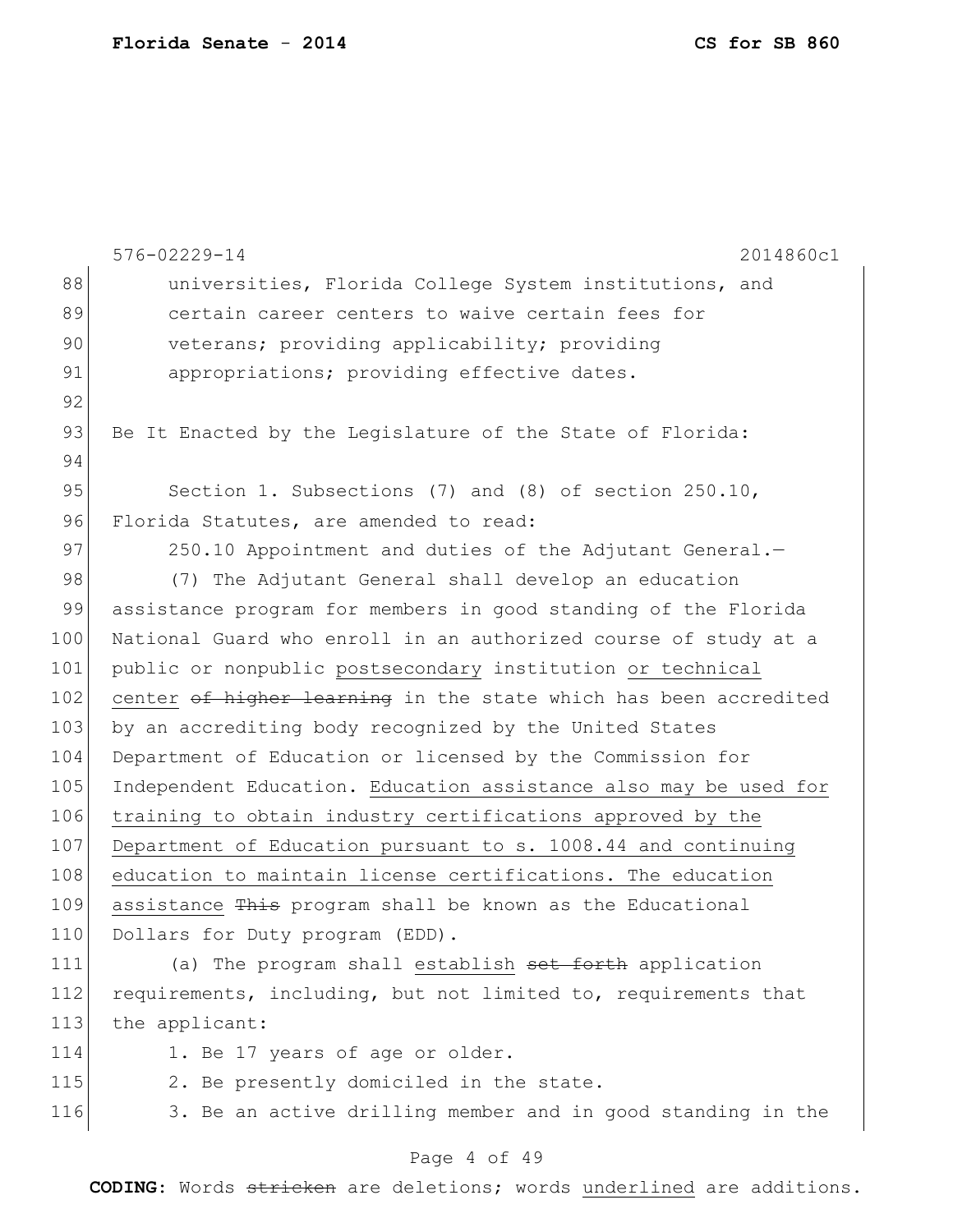universities, Florida College System institutions, and certain career centers to waive certain fees for veterans; providing applicability; providing appropriations; providing effective dates.

Be It Enacted by the Legislature of the State of Florida:

Section 1. Subsections (7) and (8) of section 250.10, Florida Statutes, are amended to read:

250.10 Appointment and duties of the Adjutant General.—

(7) The Adjutant General shall develop an education assistance program for members in good standing of the Florida National Guard who enroll in an authorized course of study at a public or nonpublic <u>postsecondary</u> institution <u>or technical center</u> ~~of higher learning~~ in the state which has been accredited by an accrediting body recognized by the United States Department of Education or licensed by the Commission for Independent Education. <u>Education assistance also may be used for training to obtain industry certifications approved by the Department of Education pursuant to s. 1008.44 and continuing education to maintain license certifications. The education assistance</u> ~~This~~ program shall be known as the Educational Dollars for Duty program (EDD).

(a) The program shall <u>establish</u> ~~set forth~~ application requirements, including, but not limited to, requirements that the applicant:

1. Be 17 years of age or older.

2. Be presently domiciled in the state.

3. Be an active drilling member and in good standing in the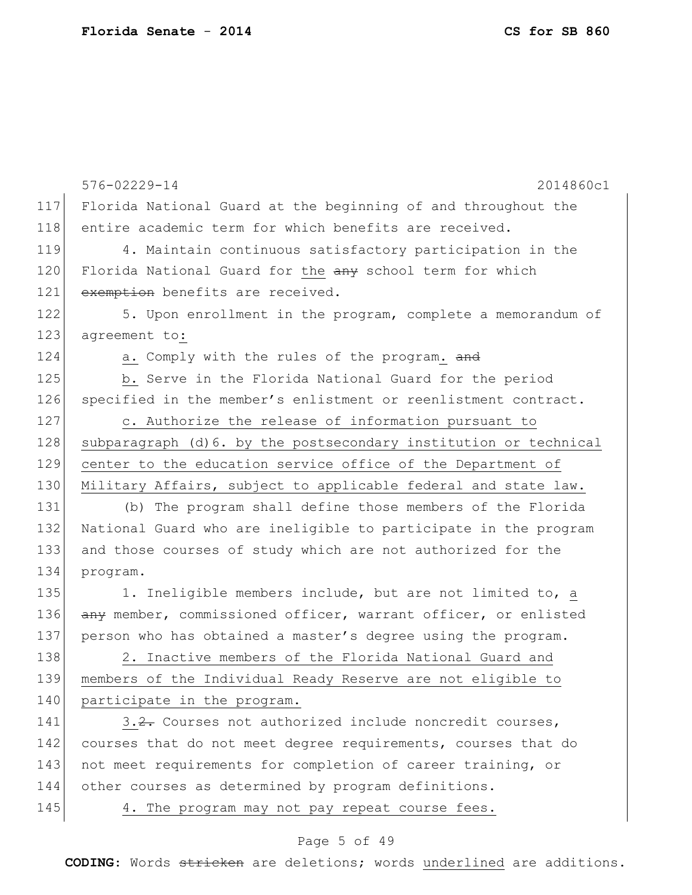Florida National Guard at the beginning of and throughout the entire academic term for which benefits are received.

4. Maintain continuous satisfactory participation in the Florida National Guard for the ~~any~~ school term for which ~~exemption~~ benefits are received.

5. Upon enrollment in the program, complete a memorandum of agreement to:

a. Comply with the rules of the program. ~~and~~

b. Serve in the Florida National Guard for the period specified in the member's enlistment or reenlistment contract.

c. Authorize the release of information pursuant to subparagraph (d)6. by the postsecondary institution or technical center to the education service office of the Department of Military Affairs, subject to applicable federal and state law.

(b) The program shall define those members of the Florida National Guard who are ineligible to participate in the program and those courses of study which are not authorized for the program.

1. Ineligible members include, but are not limited to, a ~~any~~ member, commissioned officer, warrant officer, or enlisted person who has obtained a master's degree using the program.

2. Inactive members of the Florida National Guard and members of the Individual Ready Reserve are not eligible to participate in the program.

3.~~2.~~ Courses not authorized include noncredit courses, courses that do not meet degree requirements, courses that do not meet requirements for completion of career training, or other courses as determined by program definitions.

4. The program may not pay repeat course fees.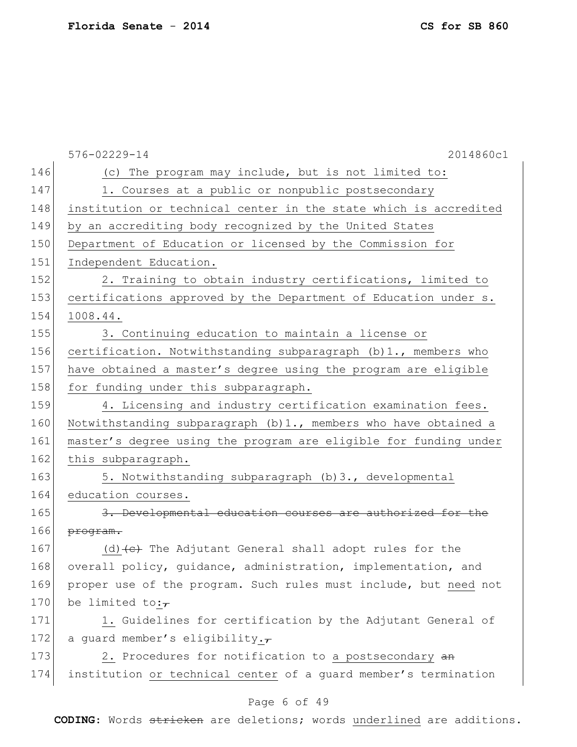576-02229-14 2014860c1

146 (c) The program may include, but is not limited to:

147 1. Courses at a public or nonpublic postsecondary

148 institution or technical center in the state which is accredited

149 by an accrediting body recognized by the United States

150 Department of Education or licensed by the Commission for

151 Independent Education.

152 2. Training to obtain industry certifications, limited to

153 certifications approved by the Department of Education under s.

154 1008.44.

155 3. Continuing education to maintain a license or

156 certification. Notwithstanding subparagraph (b)1., members who

157 have obtained a master's degree using the program are eligible

158 for funding under this subparagraph.

159 4. Licensing and industry certification examination fees.

160 Notwithstanding subparagraph (b)1., members who have obtained a

161 master's degree using the program are eligible for funding under

162 this subparagraph.

163 5. Notwithstanding subparagraph (b)3., developmental

164 education courses.

165 ~~3. Developmental education courses are authorized for the~~

166 ~~program.~~

167 (d) ~~(c)~~ The Adjutant General shall adopt rules for the

168 overall policy, guidance, administration, implementation, and

169 proper use of the program. Such rules must include, but need not

170 be limited to: ~~,~~

171 1. Guidelines for certification by the Adjutant General of

172 a guard member's eligibility. ~~,~~

173 2. Procedures for notification to a postsecondary ~~an~~

174 institution or technical center of a guard member's termination

CODING: Words ~~stricken~~ are deletions; words underlined are additions.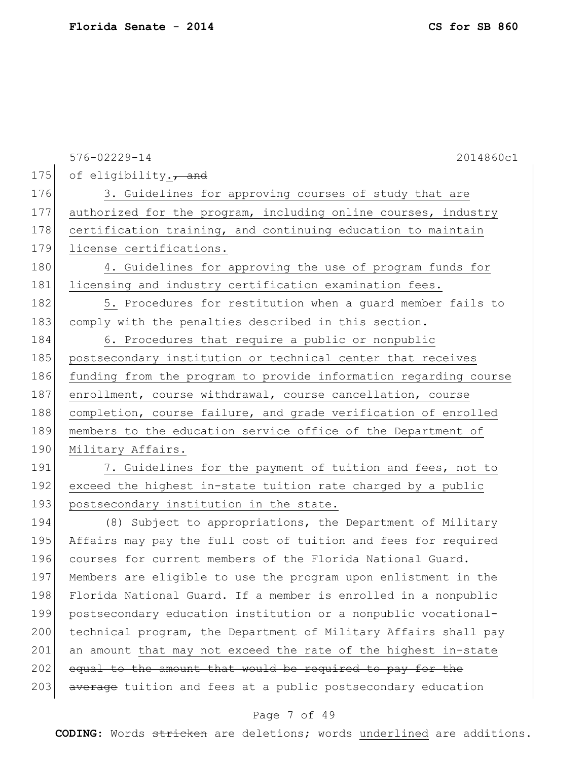576-02229-14 2014860c1

175 of eligibility.~~, and~~

176 3. Guidelines for approving courses of study that are
177 authorized for the program, including online courses, industry
178 certification training, and continuing education to maintain
179 license certifications.

180 4. Guidelines for approving the use of program funds for
181 licensing and industry certification examination fees.

182 5. Procedures for restitution when a guard member fails to
183 comply with the penalties described in this section.

184 6. Procedures that require a public or nonpublic
185 postsecondary institution or technical center that receives
186 funding from the program to provide information regarding course
187 enrollment, course withdrawal, course cancellation, course
188 completion, course failure, and grade verification of enrolled
189 members to the education service office of the Department of
190 Military Affairs.

191 7. Guidelines for the payment of tuition and fees, not to
192 exceed the highest in-state tuition rate charged by a public
193 postsecondary institution in the state.

194 (8) Subject to appropriations, the Department of Military
195 Affairs may pay the full cost of tuition and fees for required
196 courses for current members of the Florida National Guard.
197 Members are eligible to use the program upon enlistment in the
198 Florida National Guard. If a member is enrolled in a nonpublic
199 postsecondary education institution or a nonpublic vocational-
200 technical program, the Department of Military Affairs shall pay
201 an amount that may not exceed the rate of the highest in-state
202 ~~equal to the amount that would be required to pay for the~~
203 ~~average~~ tuition and fees at a public postsecondary education

**CODING:** Words ~~stricken~~ are deletions; words underlined are additions.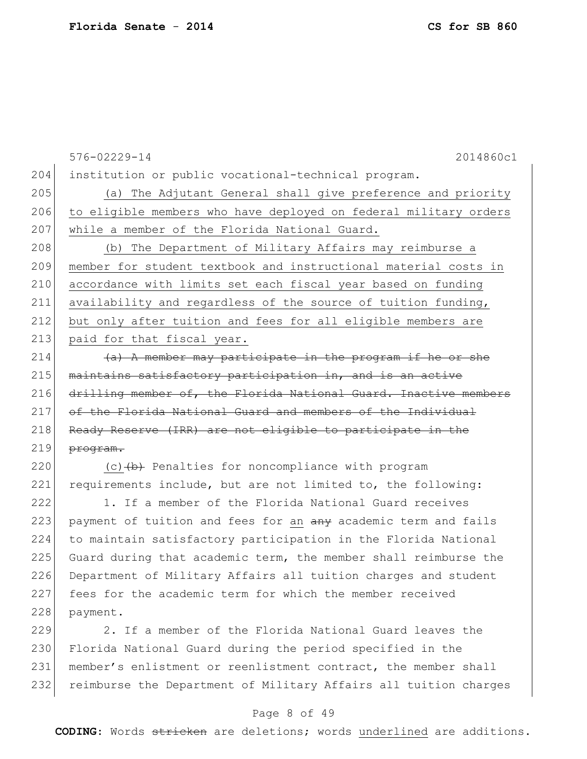institution or public vocational-technical program.

(a) The Adjutant General shall give preference and priority to eligible members who have deployed on federal military orders while a member of the Florida National Guard.

(b) The Department of Military Affairs may reimburse a member for student textbook and instructional material costs in accordance with limits set each fiscal year based on funding availability and regardless of the source of tuition funding, but only after tuition and fees for all eligible members are paid for that fiscal year.

~~(a) A member may participate in the program if he or she maintains satisfactory participation in, and is an active drilling member of, the Florida National Guard. Inactive members of the Florida National Guard and members of the Individual Ready Reserve (IRR) are not eligible to participate in the program.~~

(c) ~~(b)~~ Penalties for noncompliance with program requirements include, but are not limited to, the following:

1. If a member of the Florida National Guard receives payment of tuition and fees for an ~~any~~ academic term and fails to maintain satisfactory participation in the Florida National Guard during that academic term, the member shall reimburse the Department of Military Affairs all tuition charges and student fees for the academic term for which the member received payment.

2. If a member of the Florida National Guard leaves the Florida National Guard during the period specified in the member's enlistment or reenlistment contract, the member shall reimburse the Department of Military Affairs all tuition charges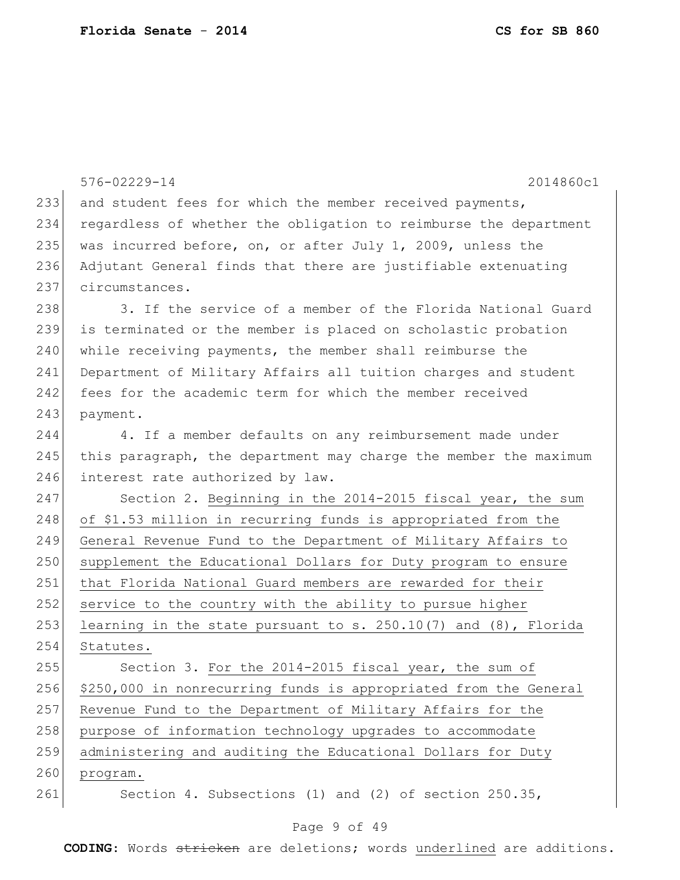and student fees for which the member received payments, regardless of whether the obligation to reimburse the department was incurred before, on, or after July 1, 2009, unless the Adjutant General finds that there are justifiable extenuating circumstances.

3. If the service of a member of the Florida National Guard is terminated or the member is placed on scholastic probation while receiving payments, the member shall reimburse the Department of Military Affairs all tuition charges and student fees for the academic term for which the member received payment.

4. If a member defaults on any reimbursement made under this paragraph, the department may charge the member the maximum interest rate authorized by law.

Section 2. Beginning in the 2014-2015 fiscal year, the sum of $1.53 million in recurring funds is appropriated from the General Revenue Fund to the Department of Military Affairs to supplement the Educational Dollars for Duty program to ensure that Florida National Guard members are rewarded for their service to the country with the ability to pursue higher learning in the state pursuant to s. 250.10(7) and (8), Florida Statutes.

Section 3. For the 2014-2015 fiscal year, the sum of $250,000 in nonrecurring funds is appropriated from the General Revenue Fund to the Department of Military Affairs for the purpose of information technology upgrades to accommodate administering and auditing the Educational Dollars for Duty program.

Section 4. Subsections (1) and (2) of section 250.35,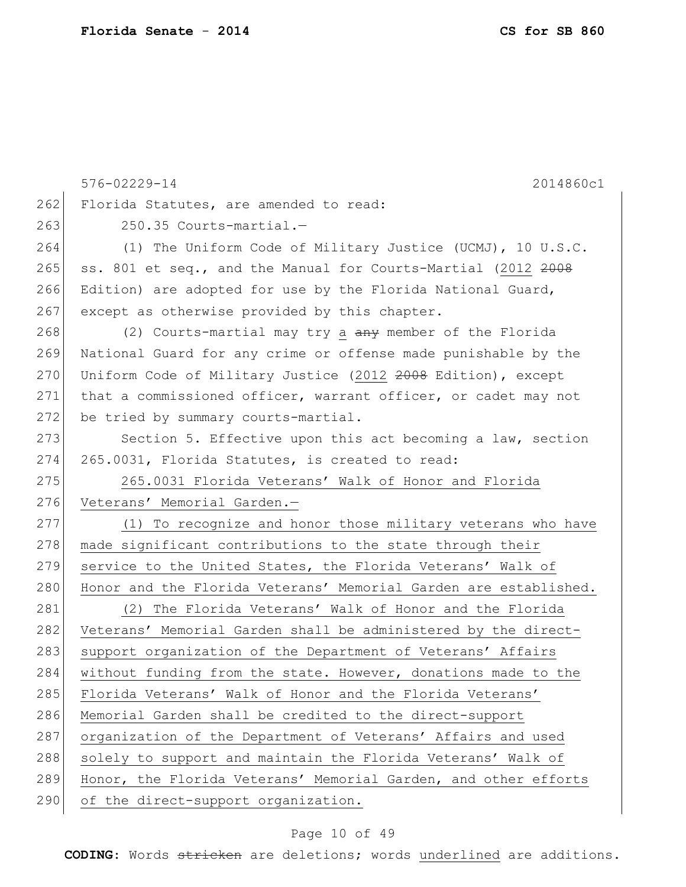576-02229-14 2014860c1

Florida Statutes, are amended to read:

250.35 Courts-martial.—

(1) The Uniform Code of Military Justice (UCMJ), 10 U.S.C. ss. 801 et seq., and the Manual for Courts-Martial (2012 ~~2008~~ Edition) are adopted for use by the Florida National Guard, except as otherwise provided by this chapter.

(2) Courts-martial may try a ~~any~~ member of the Florida National Guard for any crime or offense made punishable by the Uniform Code of Military Justice (2012 ~~2008~~ Edition), except that a commissioned officer, warrant officer, or cadet may not be tried by summary courts-martial.

Section 5. Effective upon this act becoming a law, section 265.0031, Florida Statutes, is created to read:

265.0031 Florida Veterans' Walk of Honor and Florida Veterans' Memorial Garden.—

(1) To recognize and honor those military veterans who have made significant contributions to the state through their service to the United States, the Florida Veterans' Walk of Honor and the Florida Veterans' Memorial Garden are established.

(2) The Florida Veterans' Walk of Honor and the Florida Veterans' Memorial Garden shall be administered by the direct-support organization of the Department of Veterans' Affairs without funding from the state. However, donations made to the Florida Veterans' Walk of Honor and the Florida Veterans' Memorial Garden shall be credited to the direct-support organization of the Department of Veterans' Affairs and used solely to support and maintain the Florida Veterans' Walk of Honor, the Florida Veterans' Memorial Garden, and other efforts of the direct-support organization.

**CODING:** Words ~~stricken~~ are deletions; words underlined are additions.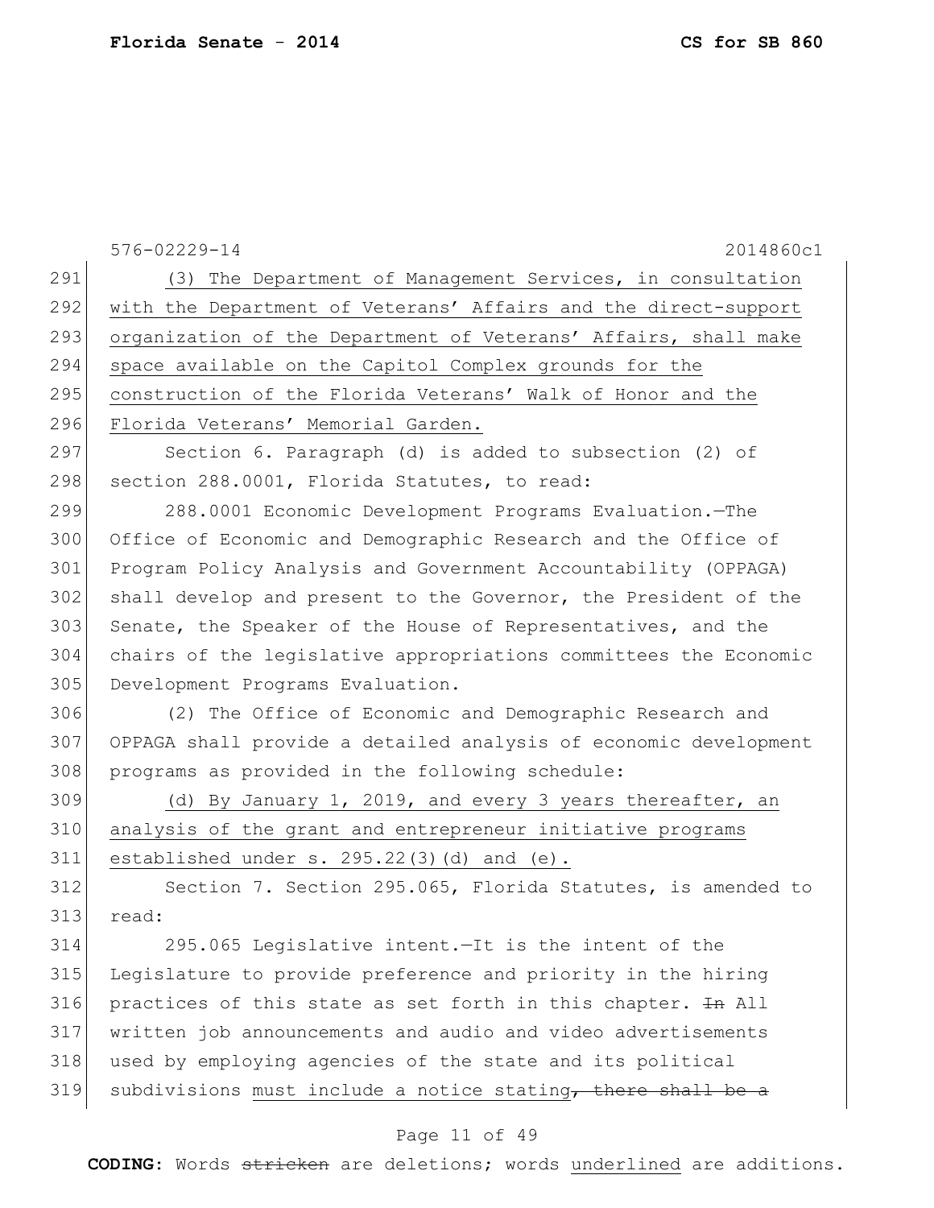576-02229-14 2014860c1

291 <u>(3) The Department of Management Services, in consultation</u>
292 <u>with the Department of Veterans' Affairs and the direct-support</u>
293 <u>organization of the Department of Veterans' Affairs, shall make</u>
294 <u>space available on the Capitol Complex grounds for the</u>
295 <u>construction of the Florida Veterans' Walk of Honor and the</u>
296 <u>Florida Veterans' Memorial Garden.</u>

297 Section 6. Paragraph (d) is added to subsection (2) of
298 section 288.0001, Florida Statutes, to read:

299 288.0001 Economic Development Programs Evaluation.—The
300 Office of Economic and Demographic Research and the Office of
301 Program Policy Analysis and Government Accountability (OPPAGA)
302 shall develop and present to the Governor, the President of the
303 Senate, the Speaker of the House of Representatives, and the
304 chairs of the legislative appropriations committees the Economic
305 Development Programs Evaluation.

306 (2) The Office of Economic and Demographic Research and
307 OPPAGA shall provide a detailed analysis of economic development
308 programs as provided in the following schedule:

309 <u>(d) By January 1, 2019, and every 3 years thereafter, an</u>
310 <u>analysis of the grant and entrepreneur initiative programs</u>
311 <u>established under s. 295.22(3)(d) and (e).</u>

312 Section 7. Section 295.065, Florida Statutes, is amended to
313 read:

314 295.065 Legislative intent.—It is the intent of the
315 Legislature to provide preference and priority in the hiring
316 practices of this state as set forth in this chapter. ~~In~~ All
317 written job announcements and audio and video advertisements
318 used by employing agencies of the state and its political
319 subdivisions <u>must include a notice stating</u>~~, there shall be a~~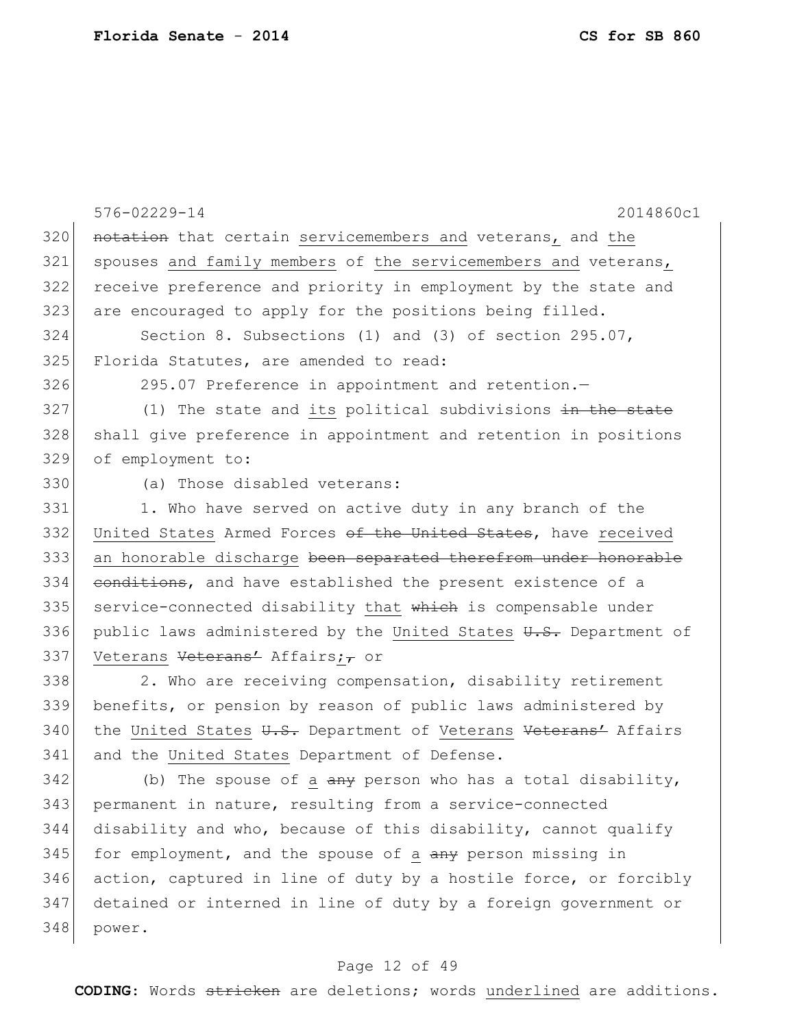~~notation~~ that certain <u>servicemembers and</u> veterans<u>,</u> and <u>the</u> spouses <u>and family members</u> of <u>the servicemembers and</u> veterans<u>,</u> receive preference and priority in employment by the state and are encouraged to apply for the positions being filled.

Section 8. Subsections (1) and (3) of section 295.07, Florida Statutes, are amended to read:

295.07 Preference in appointment and retention.—

(1) The state and <u>its</u> political subdivisions ~~in the state~~ shall give preference in appointment and retention in positions of employment to:

(a) Those disabled veterans:

1. Who have served on active duty in any branch of the <u>United States</u> Armed Forces ~~of the United States~~, have <u>received an honorable discharge</u> ~~been separated therefrom under honorable conditions~~, and have established the present existence of a service-connected disability <u>that</u> ~~which~~ is compensable under public laws administered by the <u>United States</u> ~~U.S.~~ Department of <u>Veterans</u> ~~Veterans'~~ Affairs<u>;</u>~~,~~ or

2. Who are receiving compensation, disability retirement benefits, or pension by reason of public laws administered by the <u>United States</u> ~~U.S.~~ Department of <u>Veterans</u> ~~Veterans'~~ Affairs and the <u>United States</u> Department of Defense.

(b) The spouse of <u>a</u> ~~any~~ person who has a total disability, permanent in nature, resulting from a service-connected disability and who, because of this disability, cannot qualify for employment, and the spouse of <u>a</u> ~~any~~ person missing in action, captured in line of duty by a hostile force, or forcibly detained or interned in line of duty by a foreign government or power.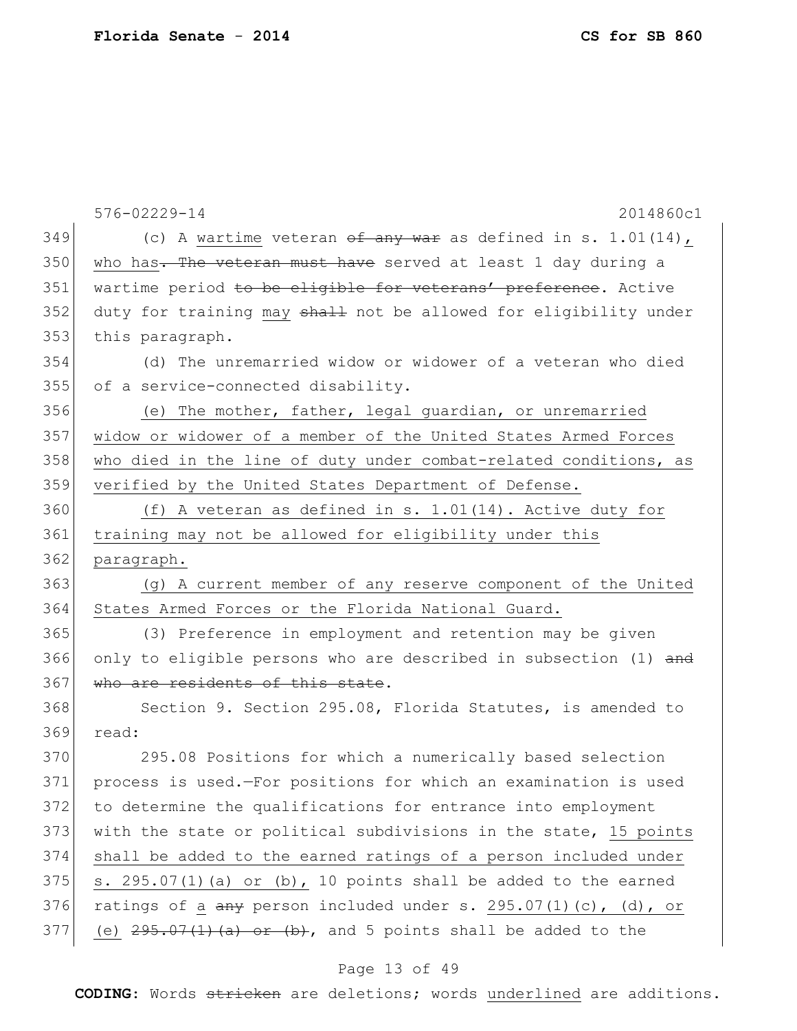576-02229-14 2014860c1

349 (c) A wartime veteran ~~of any war~~ as defined in s. 1.01(14), who has~~. The veteran must have~~ served at least 1 day during a wartime period ~~to be eligible for veterans' preference~~. Active duty for training may ~~shall~~ not be allowed for eligibility under this paragraph.

354 (d) The unremarried widow or widower of a veteran who died of a service-connected disability.

356 (e) The mother, father, legal guardian, or unremarried widow or widower of a member of the United States Armed Forces who died in the line of duty under combat-related conditions, as verified by the United States Department of Defense.

360 (f) A veteran as defined in s. 1.01(14). Active duty for training may not be allowed for eligibility under this paragraph.

363 (g) A current member of any reserve component of the United States Armed Forces or the Florida National Guard.

365 (3) Preference in employment and retention may be given only to eligible persons who are described in subsection (1) ~~and who are residents of this state~~.

368 Section 9. Section 295.08, Florida Statutes, is amended to read:

370 295.08 Positions for which a numerically based selection process is used.—For positions for which an examination is used to determine the qualifications for entrance into employment with the state or political subdivisions in the state, 15 points shall be added to the earned ratings of a person included under s. 295.07(1)(a) or (b), 10 points shall be added to the earned ratings of a ~~any~~ person included under s. 295.07(1)(c), (d), or (e) ~~295.07(1)(a) or (b)~~, and 5 points shall be added to the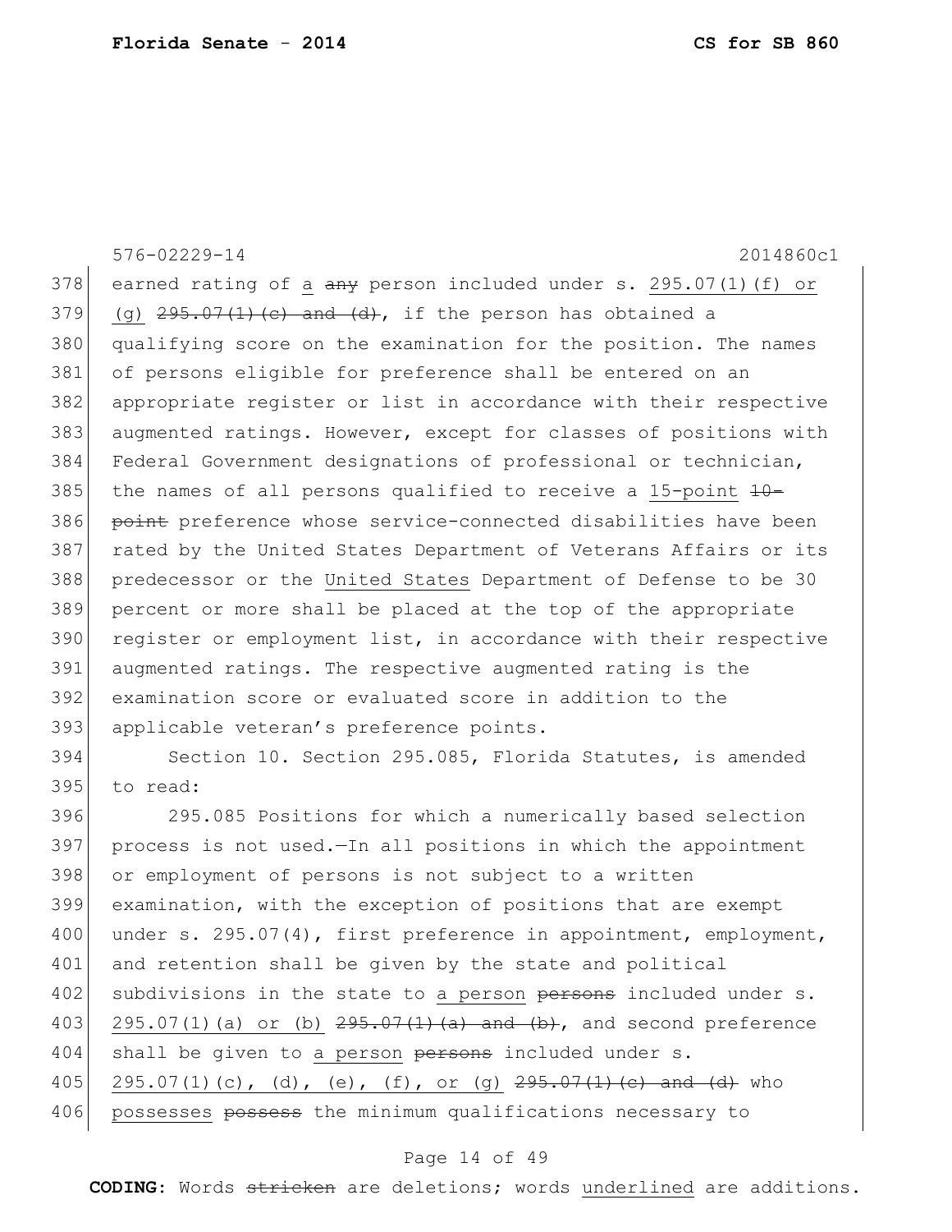578 earned rating of a ~~any~~ person included under s. 295.07(1)(f) or (g) ~~295.07(1)(c) and (d)~~, if the person has obtained a qualifying score on the examination for the position. The names of persons eligible for preference shall be entered on an appropriate register or list in accordance with their respective augmented ratings. However, except for classes of positions with Federal Government designations of professional or technician, the names of all persons qualified to receive a 15-point ~~10-point~~ preference whose service-connected disabilities have been rated by the United States Department of Veterans Affairs or its predecessor or the United States Department of Defense to be 30 percent or more shall be placed at the top of the appropriate register or employment list, in accordance with their respective augmented ratings. The respective augmented rating is the examination score or evaluated score in addition to the applicable veteran's preference points.

Section 10. Section 295.085, Florida Statutes, is amended to read:

295.085 Positions for which a numerically based selection process is not used.—In all positions in which the appointment or employment of persons is not subject to a written examination, with the exception of positions that are exempt under s. 295.07(4), first preference in appointment, employment, and retention shall be given by the state and political subdivisions in the state to a person ~~persons~~ included under s. 295.07(1)(a) or (b) ~~295.07(1)(a) and (b)~~, and second preference shall be given to a person ~~persons~~ included under s. 295.07(1)(c), (d), (e), (f), or (g) ~~295.07(1)(c) and (d)~~ who possesses ~~possess~~ the minimum qualifications necessary to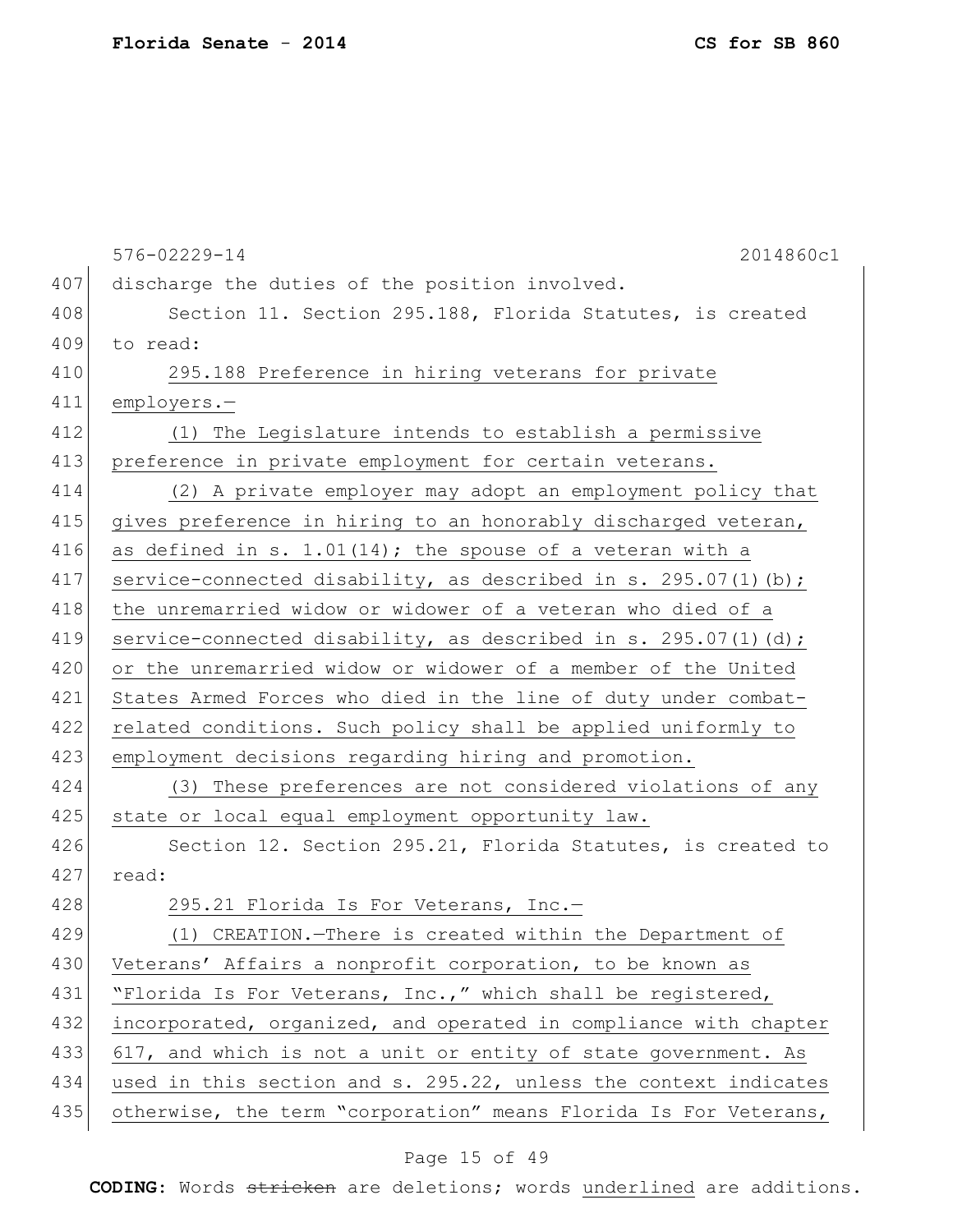576-02229-14 2014860c1

407 discharge the duties of the position involved.

408 Section 11. Section 295.188, Florida Statutes, is created
409 to read:

410 295.188 Preference in hiring veterans for private
411 employers.—

412 (1) The Legislature intends to establish a permissive
413 preference in private employment for certain veterans.

414 (2) A private employer may adopt an employment policy that
415 gives preference in hiring to an honorably discharged veteran,
416 as defined in s. 1.01(14); the spouse of a veteran with a
417 service-connected disability, as described in s. 295.07(1)(b);
418 the unremarried widow or widower of a veteran who died of a
419 service-connected disability, as described in s. 295.07(1)(d);
420 or the unremarried widow or widower of a member of the United
421 States Armed Forces who died in the line of duty under combat-
422 related conditions. Such policy shall be applied uniformly to
423 employment decisions regarding hiring and promotion.

424 (3) These preferences are not considered violations of any
425 state or local equal employment opportunity law.

426 Section 12. Section 295.21, Florida Statutes, is created to
427 read:

428 295.21 Florida Is For Veterans, Inc.—

429 (1) CREATION.—There is created within the Department of
430 Veterans' Affairs a nonprofit corporation, to be known as
431 "Florida Is For Veterans, Inc.," which shall be registered,
432 incorporated, organized, and operated in compliance with chapter
433 617, and which is not a unit or entity of state government. As
434 used in this section and s. 295.22, unless the context indicates
435 otherwise, the term "corporation" means Florida Is For Veterans,

**CODING:** Words ~~stricken~~ are deletions; words underlined are additions.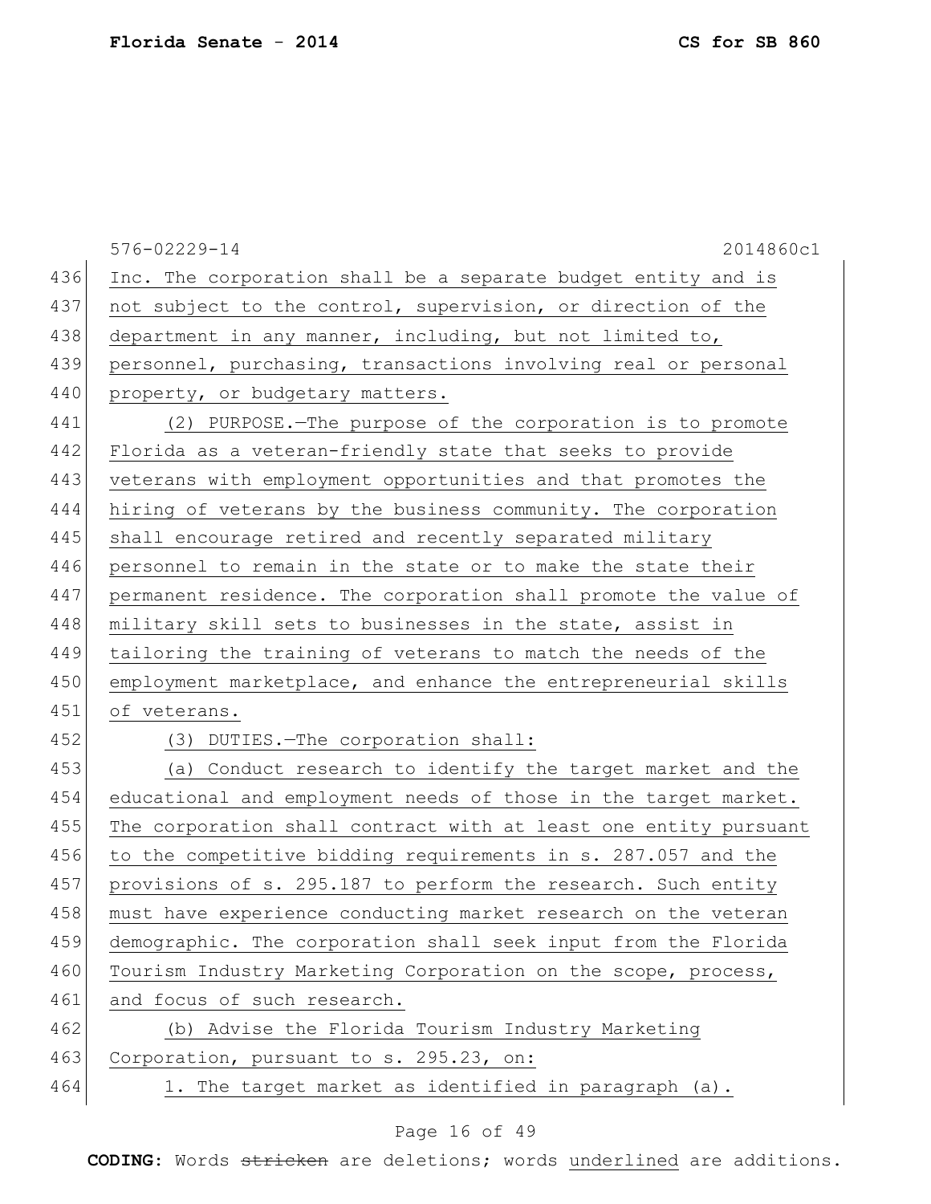Inc. The corporation shall be a separate budget entity and is not subject to the control, supervision, or direction of the department in any manner, including, but not limited to, personnel, purchasing, transactions involving real or personal property, or budgetary matters.

(2) PURPOSE.—The purpose of the corporation is to promote Florida as a veteran-friendly state that seeks to provide veterans with employment opportunities and that promotes the hiring of veterans by the business community. The corporation shall encourage retired and recently separated military personnel to remain in the state or to make the state their permanent residence. The corporation shall promote the value of military skill sets to businesses in the state, assist in tailoring the training of veterans to match the needs of the employment marketplace, and enhance the entrepreneurial skills of veterans.

(3) DUTIES.—The corporation shall:

(a) Conduct research to identify the target market and the educational and employment needs of those in the target market. The corporation shall contract with at least one entity pursuant to the competitive bidding requirements in s. 287.057 and the provisions of s. 295.187 to perform the research. Such entity must have experience conducting market research on the veteran demographic. The corporation shall seek input from the Florida Tourism Industry Marketing Corporation on the scope, process, and focus of such research.

(b) Advise the Florida Tourism Industry Marketing Corporation, pursuant to s. 295.23, on:

1. The target market as identified in paragraph (a).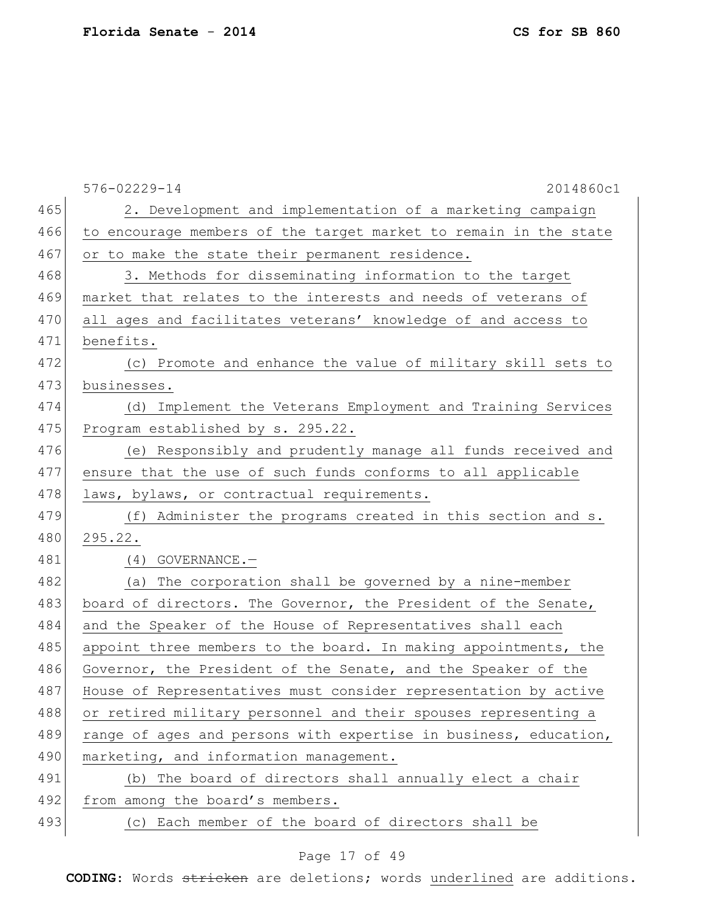2. Development and implementation of a marketing campaign to encourage members of the target market to remain in the state or to make the state their permanent residence.

3. Methods for disseminating information to the target market that relates to the interests and needs of veterans of all ages and facilitates veterans' knowledge of and access to benefits.

(c) Promote and enhance the value of military skill sets to businesses.

(d) Implement the Veterans Employment and Training Services Program established by s. 295.22.

(e) Responsibly and prudently manage all funds received and ensure that the use of such funds conforms to all applicable laws, bylaws, or contractual requirements.

(f) Administer the programs created in this section and s. 295.22.

(4) GOVERNANCE.—

(a) The corporation shall be governed by a nine-member board of directors. The Governor, the President of the Senate, and the Speaker of the House of Representatives shall each appoint three members to the board. In making appointments, the Governor, the President of the Senate, and the Speaker of the House of Representatives must consider representation by active or retired military personnel and their spouses representing a range of ages and persons with expertise in business, education, marketing, and information management.

(b) The board of directors shall annually elect a chair from among the board's members.

(c) Each member of the board of directors shall be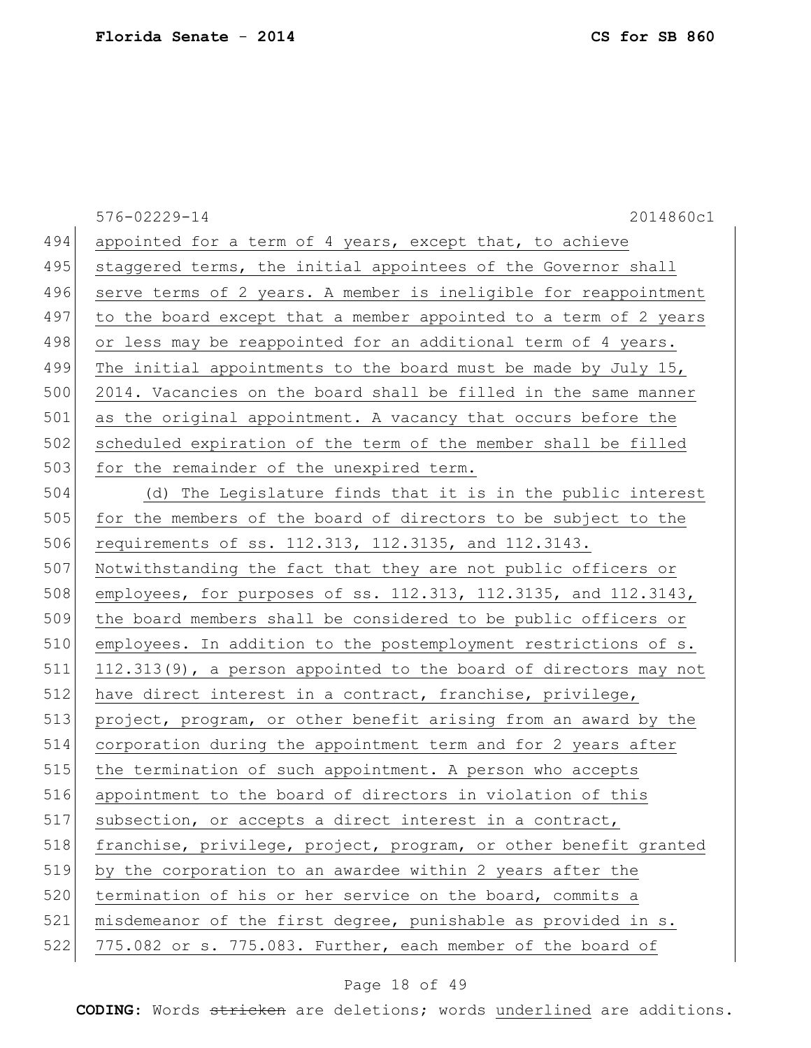576-02229-14 2014860c1

appointed for a term of 4 years, except that, to achieve staggered terms, the initial appointees of the Governor shall serve terms of 2 years. A member is ineligible for reappointment to the board except that a member appointed to a term of 2 years or less may be reappointed for an additional term of 4 years. The initial appointments to the board must be made by July 15, 2014. Vacancies on the board shall be filled in the same manner as the original appointment. A vacancy that occurs before the scheduled expiration of the term of the member shall be filled for the remainder of the unexpired term.

(d) The Legislature finds that it is in the public interest for the members of the board of directors to be subject to the requirements of ss. 112.313, 112.3135, and 112.3143. Notwithstanding the fact that they are not public officers or employees, for purposes of ss. 112.313, 112.3135, and 112.3143, the board members shall be considered to be public officers or employees. In addition to the postemployment restrictions of s. 112.313(9), a person appointed to the board of directors may not have direct interest in a contract, franchise, privilege, project, program, or other benefit arising from an award by the corporation during the appointment term and for 2 years after the termination of such appointment. A person who accepts appointment to the board of directors in violation of this subsection, or accepts a direct interest in a contract, franchise, privilege, project, program, or other benefit granted by the corporation to an awardee within 2 years after the termination of his or her service on the board, commits a misdemeanor of the first degree, punishable as provided in s. 775.082 or s. 775.083. Further, each member of the board of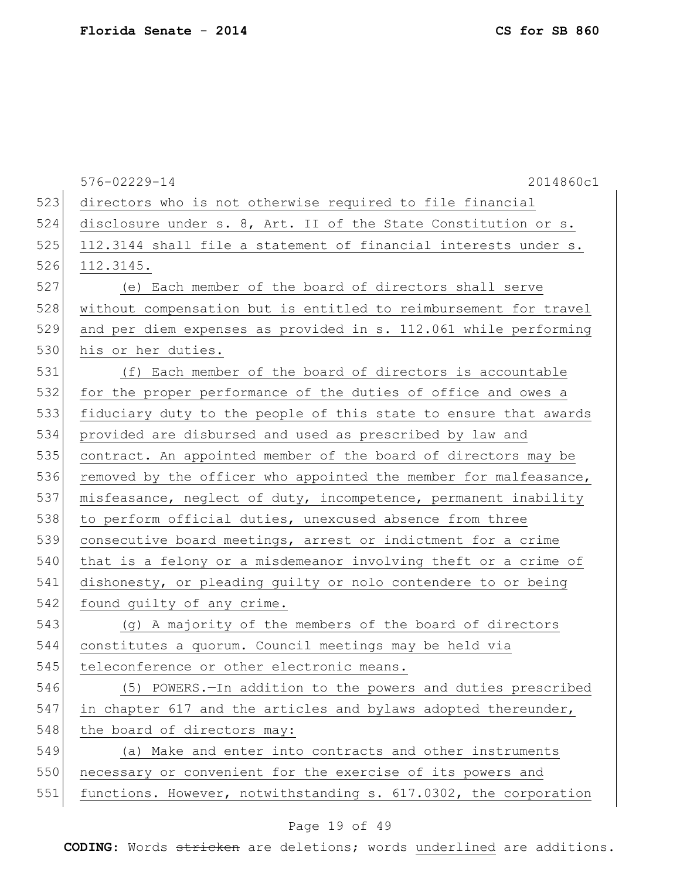directors who is not otherwise required to file financial disclosure under s. 8, Art. II of the State Constitution or s. 112.3144 shall file a statement of financial interests under s. 112.3145.

(e) Each member of the board of directors shall serve without compensation but is entitled to reimbursement for travel and per diem expenses as provided in s. 112.061 while performing his or her duties.

(f) Each member of the board of directors is accountable for the proper performance of the duties of office and owes a fiduciary duty to the people of this state to ensure that awards provided are disbursed and used as prescribed by law and contract. An appointed member of the board of directors may be removed by the officer who appointed the member for malfeasance, misfeasance, neglect of duty, incompetence, permanent inability to perform official duties, unexcused absence from three consecutive board meetings, arrest or indictment for a crime that is a felony or a misdemeanor involving theft or a crime of dishonesty, or pleading guilty or nolo contendere to or being found guilty of any crime.

(g) A majority of the members of the board of directors constitutes a quorum. Council meetings may be held via teleconference or other electronic means.

(5) POWERS.—In addition to the powers and duties prescribed in chapter 617 and the articles and bylaws adopted thereunder, the board of directors may:

(a) Make and enter into contracts and other instruments necessary or convenient for the exercise of its powers and functions. However, notwithstanding s. 617.0302, the corporation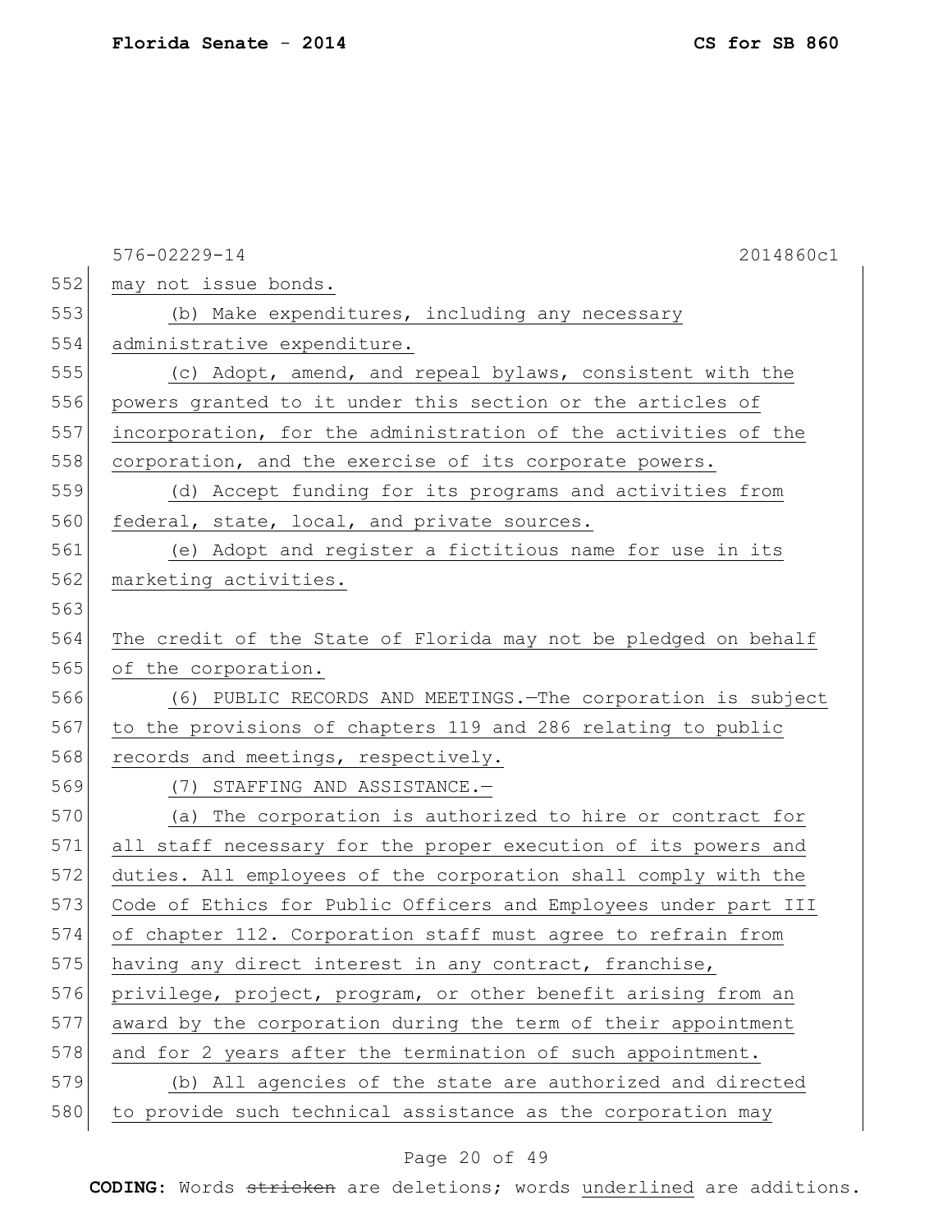may not issue bonds.

(b) Make expenditures, including any necessary administrative expenditure.

(c) Adopt, amend, and repeal bylaws, consistent with the powers granted to it under this section or the articles of incorporation, for the administration of the activities of the corporation, and the exercise of its corporate powers.

(d) Accept funding for its programs and activities from federal, state, local, and private sources.

(e) Adopt and register a fictitious name for use in its marketing activities.

The credit of the State of Florida may not be pledged on behalf of the corporation.

(6) PUBLIC RECORDS AND MEETINGS.—The corporation is subject to the provisions of chapters 119 and 286 relating to public records and meetings, respectively.

(7) STAFFING AND ASSISTANCE.—

(a) The corporation is authorized to hire or contract for all staff necessary for the proper execution of its powers and duties. All employees of the corporation shall comply with the Code of Ethics for Public Officers and Employees under part III of chapter 112. Corporation staff must agree to refrain from having any direct interest in any contract, franchise, privilege, project, program, or other benefit arising from an award by the corporation during the term of their appointment and for 2 years after the termination of such appointment.

(b) All agencies of the state are authorized and directed to provide such technical assistance as the corporation may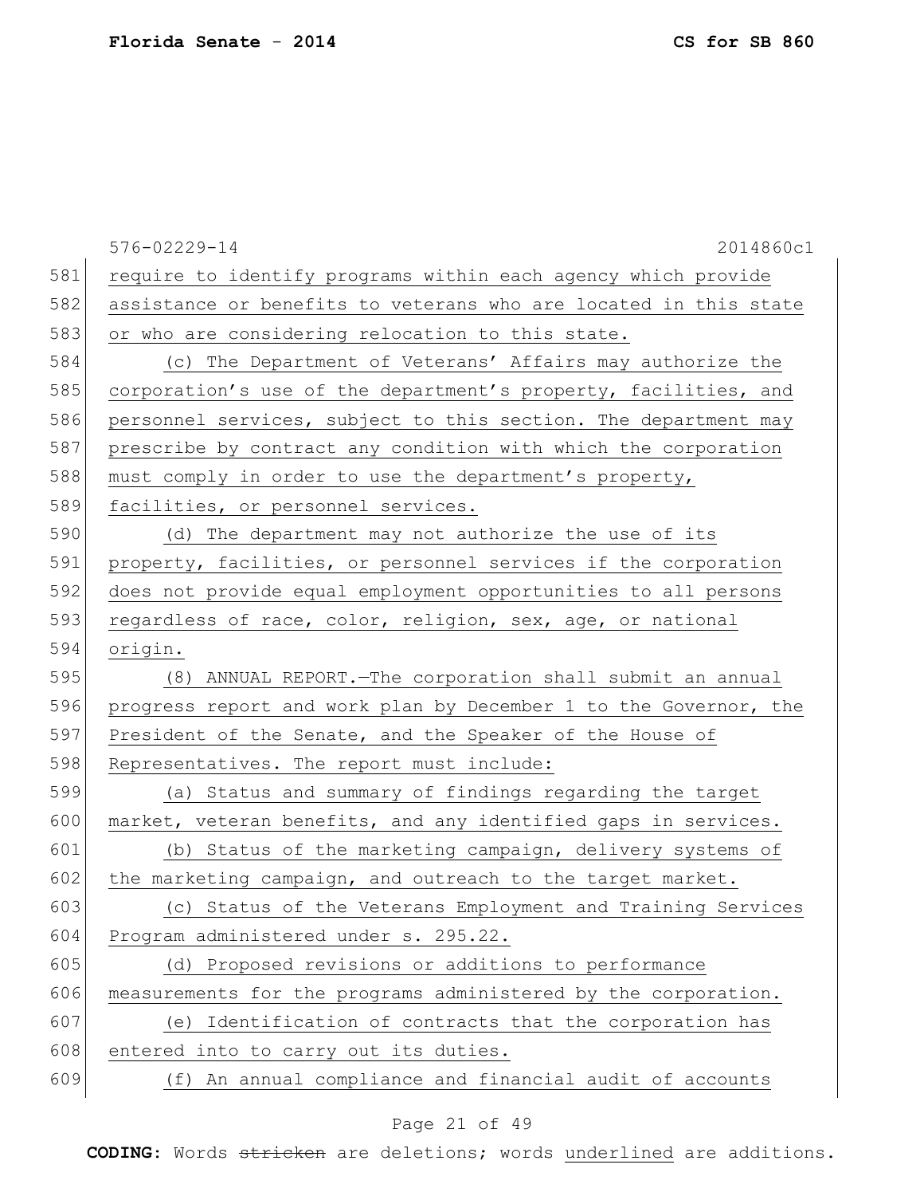576-02229-14 2014860c1

581 require to identify programs within each agency which provide
582 assistance or benefits to veterans who are located in this state
583 or who are considering relocation to this state.
584 (c) The Department of Veterans' Affairs may authorize the
585 corporation's use of the department's property, facilities, and
586 personnel services, subject to this section. The department may
587 prescribe by contract any condition with which the corporation
588 must comply in order to use the department's property,
589 facilities, or personnel services.
590 (d) The department may not authorize the use of its
591 property, facilities, or personnel services if the corporation
592 does not provide equal employment opportunities to all persons
593 regardless of race, color, religion, sex, age, or national
594 origin.
595 (8) ANNUAL REPORT.—The corporation shall submit an annual
596 progress report and work plan by December 1 to the Governor, the
597 President of the Senate, and the Speaker of the House of
598 Representatives. The report must include:
599 (a) Status and summary of findings regarding the target
600 market, veteran benefits, and any identified gaps in services.
601 (b) Status of the marketing campaign, delivery systems of
602 the marketing campaign, and outreach to the target market.
603 (c) Status of the Veterans Employment and Training Services
604 Program administered under s. 295.22.
605 (d) Proposed revisions or additions to performance
606 measurements for the programs administered by the corporation.
607 (e) Identification of contracts that the corporation has
608 entered into to carry out its duties.
609 (f) An annual compliance and financial audit of accounts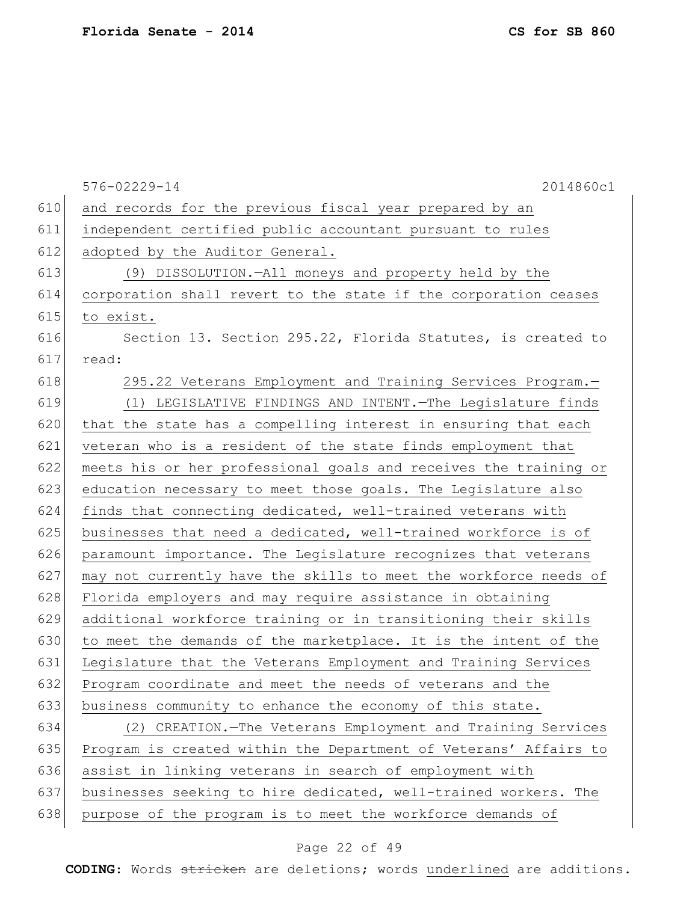576-02229-14 2014860c1

and records for the previous fiscal year prepared by an independent certified public accountant pursuant to rules adopted by the Auditor General.

(9) DISSOLUTION.—All moneys and property held by the corporation shall revert to the state if the corporation ceases to exist.

Section 13. Section 295.22, Florida Statutes, is created to read:

295.22 Veterans Employment and Training Services Program.—

(1) LEGISLATIVE FINDINGS AND INTENT.—The Legislature finds that the state has a compelling interest in ensuring that each veteran who is a resident of the state finds employment that meets his or her professional goals and receives the training or education necessary to meet those goals. The Legislature also finds that connecting dedicated, well-trained veterans with businesses that need a dedicated, well-trained workforce is of paramount importance. The Legislature recognizes that veterans may not currently have the skills to meet the workforce needs of Florida employers and may require assistance in obtaining additional workforce training or in transitioning their skills to meet the demands of the marketplace. It is the intent of the Legislature that the Veterans Employment and Training Services Program coordinate and meet the needs of veterans and the business community to enhance the economy of this state.

(2) CREATION.—The Veterans Employment and Training Services Program is created within the Department of Veterans' Affairs to assist in linking veterans in search of employment with businesses seeking to hire dedicated, well-trained workers. The purpose of the program is to meet the workforce demands of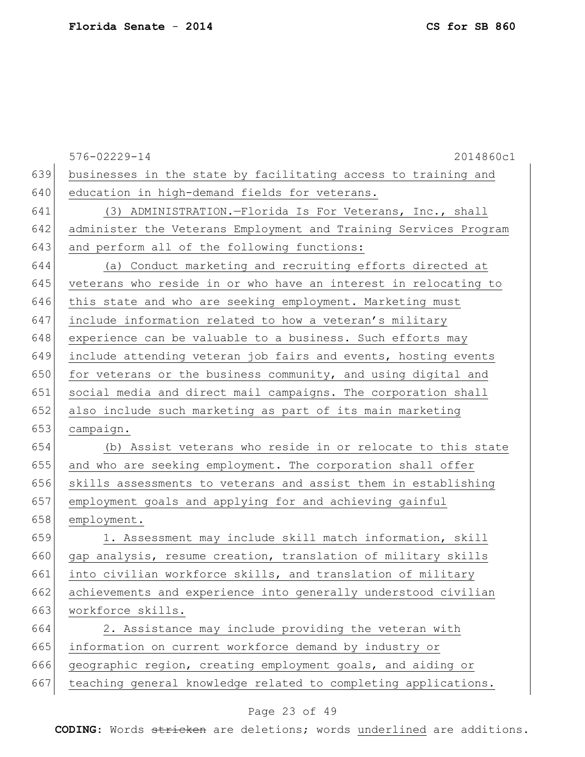576-02229-14 2014860c1

639 businesses in the state by facilitating access to training and
640 education in high-demand fields for veterans.

641 (3) ADMINISTRATION.—Florida Is For Veterans, Inc., shall
642 administer the Veterans Employment and Training Services Program
643 and perform all of the following functions:

644 (a) Conduct marketing and recruiting efforts directed at
645 veterans who reside in or who have an interest in relocating to
646 this state and who are seeking employment. Marketing must
647 include information related to how a veteran's military
648 experience can be valuable to a business. Such efforts may
649 include attending veteran job fairs and events, hosting events
650 for veterans or the business community, and using digital and
651 social media and direct mail campaigns. The corporation shall
652 also include such marketing as part of its main marketing
653 campaign.

654 (b) Assist veterans who reside in or relocate to this state
655 and who are seeking employment. The corporation shall offer
656 skills assessments to veterans and assist them in establishing
657 employment goals and applying for and achieving gainful
658 employment.

659 1. Assessment may include skill match information, skill
660 gap analysis, resume creation, translation of military skills
661 into civilian workforce skills, and translation of military
662 achievements and experience into generally understood civilian
663 workforce skills.

664 2. Assistance may include providing the veteran with
665 information on current workforce demand by industry or
666 geographic region, creating employment goals, and aiding or
667 teaching general knowledge related to completing applications.

**CODING:** Words ~~stricken~~ are deletions; words underlined are additions.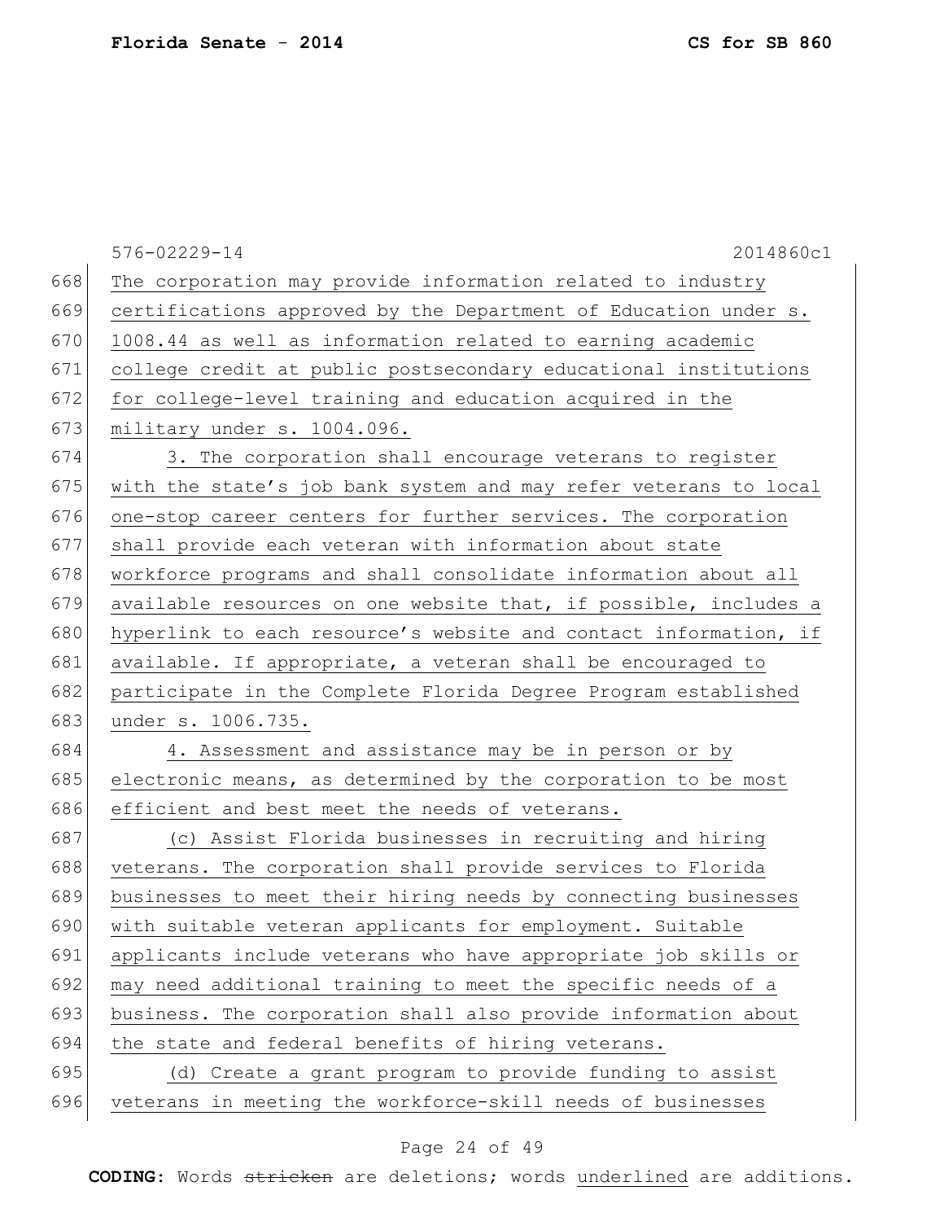The corporation may provide information related to industry certifications approved by the Department of Education under s. 1008.44 as well as information related to earning academic college credit at public postsecondary educational institutions for college-level training and education acquired in the military under s. 1004.096.

3. The corporation shall encourage veterans to register with the state's job bank system and may refer veterans to local one-stop career centers for further services. The corporation shall provide each veteran with information about state workforce programs and shall consolidate information about all available resources on one website that, if possible, includes a hyperlink to each resource's website and contact information, if available. If appropriate, a veteran shall be encouraged to participate in the Complete Florida Degree Program established under s. 1006.735.

4. Assessment and assistance may be in person or by electronic means, as determined by the corporation to be most efficient and best meet the needs of veterans.

(c) Assist Florida businesses in recruiting and hiring veterans. The corporation shall provide services to Florida businesses to meet their hiring needs by connecting businesses with suitable veteran applicants for employment. Suitable applicants include veterans who have appropriate job skills or may need additional training to meet the specific needs of a business. The corporation shall also provide information about the state and federal benefits of hiring veterans.

(d) Create a grant program to provide funding to assist veterans in meeting the workforce-skill needs of businesses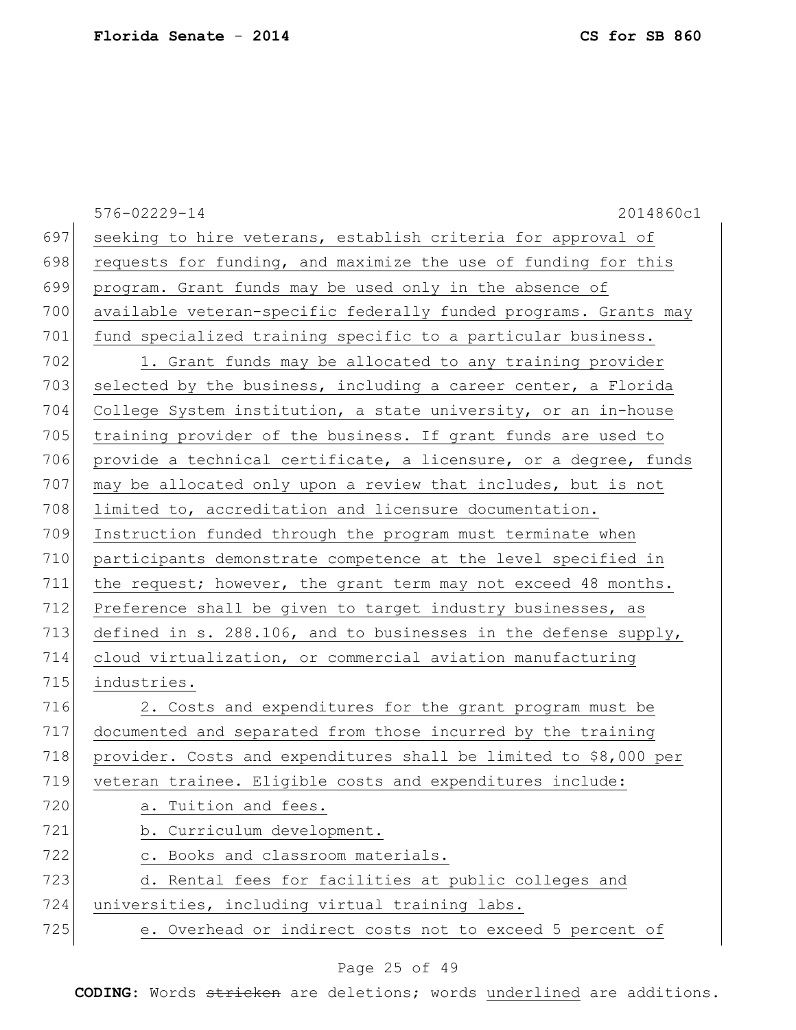seeking to hire veterans, establish criteria for approval of requests for funding, and maximize the use of funding for this program. Grant funds may be used only in the absence of available veteran-specific federally funded programs. Grants may fund specialized training specific to a particular business.

1. Grant funds may be allocated to any training provider selected by the business, including a career center, a Florida College System institution, a state university, or an in-house training provider of the business. If grant funds are used to provide a technical certificate, a licensure, or a degree, funds may be allocated only upon a review that includes, but is not limited to, accreditation and licensure documentation. Instruction funded through the program must terminate when participants demonstrate competence at the level specified in the request; however, the grant term may not exceed 48 months. Preference shall be given to target industry businesses, as defined in s. 288.106, and to businesses in the defense supply, cloud virtualization, or commercial aviation manufacturing industries.

2. Costs and expenditures for the grant program must be documented and separated from those incurred by the training provider. Costs and expenditures shall be limited to $8,000 per veteran trainee. Eligible costs and expenditures include:

a. Tuition and fees.

b. Curriculum development.

c. Books and classroom materials.

d. Rental fees for facilities at public colleges and universities, including virtual training labs.

e. Overhead or indirect costs not to exceed 5 percent of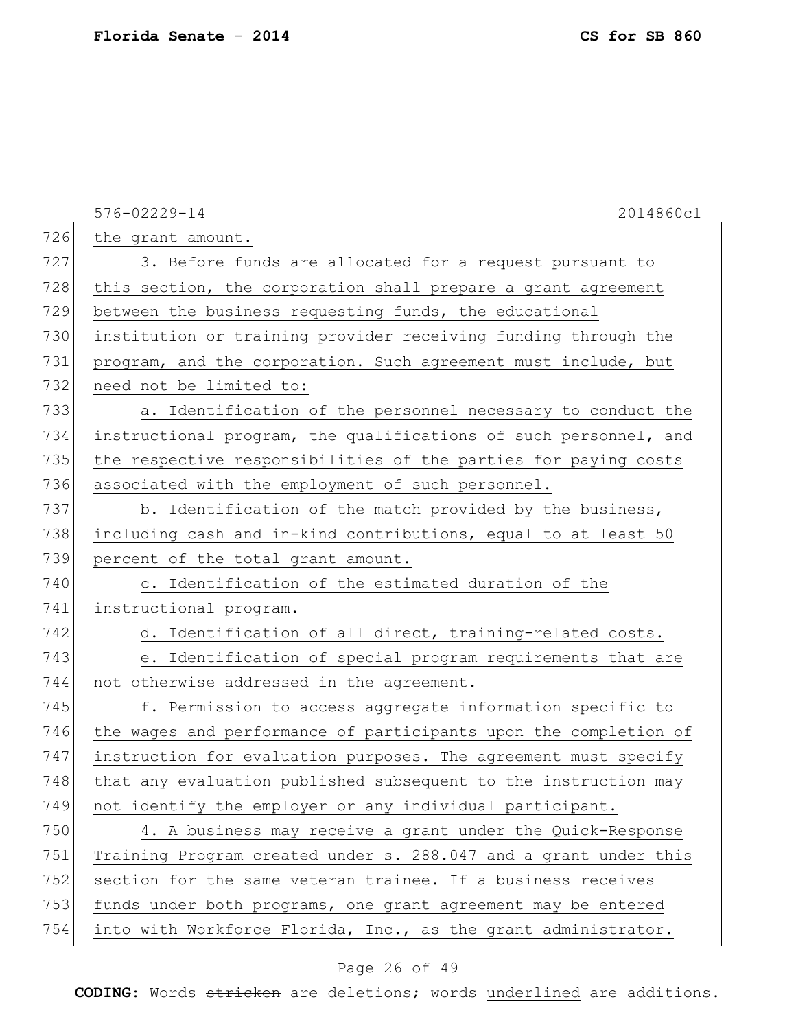the grant amount.

3. Before funds are allocated for a request pursuant to this section, the corporation shall prepare a grant agreement between the business requesting funds, the educational institution or training provider receiving funding through the program, and the corporation. Such agreement must include, but need not be limited to:

a. Identification of the personnel necessary to conduct the instructional program, the qualifications of such personnel, and the respective responsibilities of the parties for paying costs associated with the employment of such personnel.

b. Identification of the match provided by the business, including cash and in-kind contributions, equal to at least 50 percent of the total grant amount.

c. Identification of the estimated duration of the instructional program.

d. Identification of all direct, training-related costs.

e. Identification of special program requirements that are not otherwise addressed in the agreement.

f. Permission to access aggregate information specific to the wages and performance of participants upon the completion of instruction for evaluation purposes. The agreement must specify that any evaluation published subsequent to the instruction may not identify the employer or any individual participant.

4. A business may receive a grant under the Quick-Response Training Program created under s. 288.047 and a grant under this section for the same veteran trainee. If a business receives funds under both programs, one grant agreement may be entered into with Workforce Florida, Inc., as the grant administrator.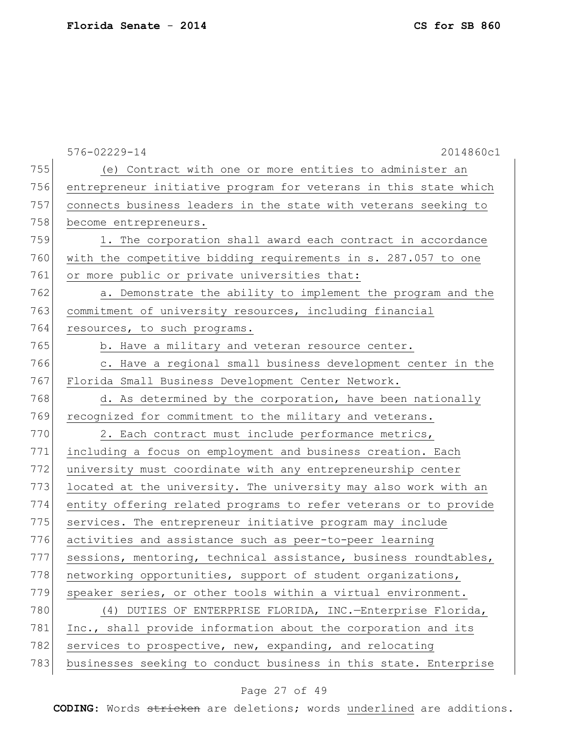576-02229-14 2014860c1

(e) Contract with one or more entities to administer an entrepreneur initiative program for veterans in this state which connects business leaders in the state with veterans seeking to become entrepreneurs.

1. The corporation shall award each contract in accordance with the competitive bidding requirements in s. 287.057 to one or more public or private universities that:

a. Demonstrate the ability to implement the program and the commitment of university resources, including financial resources, to such programs.

b. Have a military and veteran resource center.

c. Have a regional small business development center in the Florida Small Business Development Center Network.

d. As determined by the corporation, have been nationally recognized for commitment to the military and veterans.

2. Each contract must include performance metrics, including a focus on employment and business creation. Each university must coordinate with any entrepreneurship center located at the university. The university may also work with an entity offering related programs to refer veterans or to provide services. The entrepreneur initiative program may include activities and assistance such as peer-to-peer learning sessions, mentoring, technical assistance, business roundtables, networking opportunities, support of student organizations, speaker series, or other tools within a virtual environment.

(4) DUTIES OF ENTERPRISE FLORIDA, INC.—Enterprise Florida, Inc., shall provide information about the corporation and its services to prospective, new, expanding, and relocating businesses seeking to conduct business in this state. Enterprise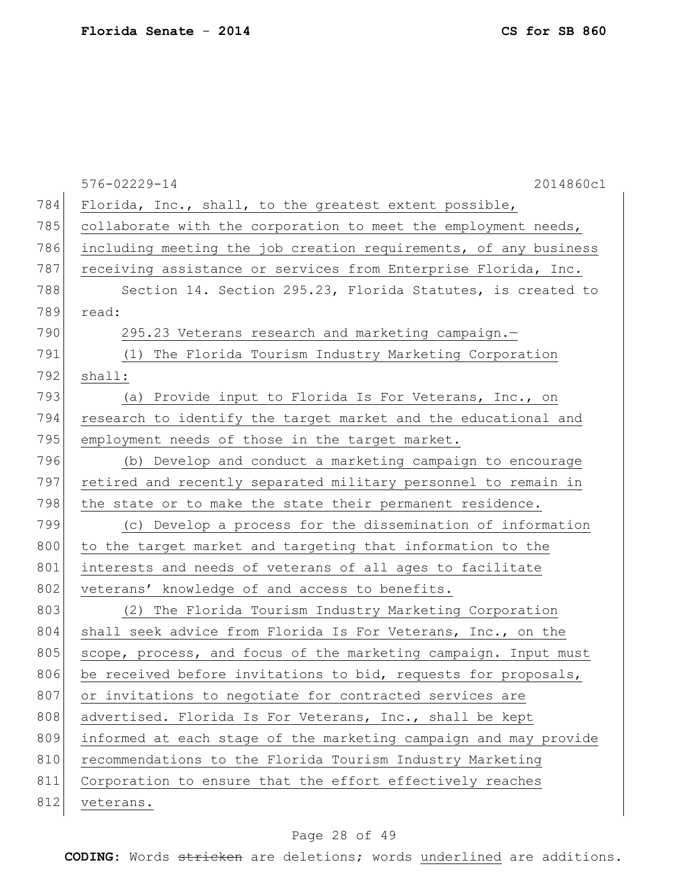576-02229-14 2014860c1

Florida, Inc., shall, to the greatest extent possible, collaborate with the corporation to meet the employment needs, including meeting the job creation requirements, of any business receiving assistance or services from Enterprise Florida, Inc.

Section 14. Section 295.23, Florida Statutes, is created to read:

295.23 Veterans research and marketing campaign.—

(1) The Florida Tourism Industry Marketing Corporation shall:

(a) Provide input to Florida Is For Veterans, Inc., on research to identify the target market and the educational and employment needs of those in the target market.

(b) Develop and conduct a marketing campaign to encourage retired and recently separated military personnel to remain in the state or to make the state their permanent residence.

(c) Develop a process for the dissemination of information to the target market and targeting that information to the interests and needs of veterans of all ages to facilitate veterans' knowledge of and access to benefits.

(2) The Florida Tourism Industry Marketing Corporation shall seek advice from Florida Is For Veterans, Inc., on the scope, process, and focus of the marketing campaign. Input must be received before invitations to bid, requests for proposals, or invitations to negotiate for contracted services are advertised. Florida Is For Veterans, Inc., shall be kept informed at each stage of the marketing campaign and may provide recommendations to the Florida Tourism Industry Marketing Corporation to ensure that the effort effectively reaches veterans.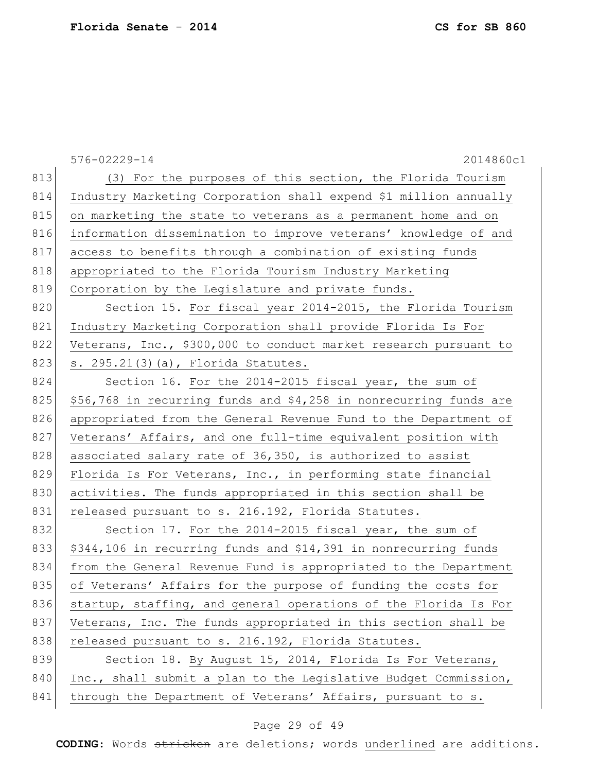(3) For the purposes of this section, the Florida Tourism Industry Marketing Corporation shall expend $1 million annually on marketing the state to veterans as a permanent home and on information dissemination to improve veterans' knowledge of and access to benefits through a combination of existing funds appropriated to the Florida Tourism Industry Marketing Corporation by the Legislature and private funds.

Section 15. For fiscal year 2014-2015, the Florida Tourism Industry Marketing Corporation shall provide Florida Is For Veterans, Inc., $300,000 to conduct market research pursuant to s. 295.21(3)(a), Florida Statutes.

Section 16. For the 2014-2015 fiscal year, the sum of $56,768 in recurring funds and $4,258 in nonrecurring funds are appropriated from the General Revenue Fund to the Department of Veterans' Affairs, and one full-time equivalent position with associated salary rate of 36,350, is authorized to assist Florida Is For Veterans, Inc., in performing state financial activities. The funds appropriated in this section shall be released pursuant to s. 216.192, Florida Statutes.

Section 17. For the 2014-2015 fiscal year, the sum of $344,106 in recurring funds and $14,391 in nonrecurring funds from the General Revenue Fund is appropriated to the Department of Veterans' Affairs for the purpose of funding the costs for startup, staffing, and general operations of the Florida Is For Veterans, Inc. The funds appropriated in this section shall be released pursuant to s. 216.192, Florida Statutes.

Section 18. By August 15, 2014, Florida Is For Veterans, Inc., shall submit a plan to the Legislative Budget Commission, through the Department of Veterans' Affairs, pursuant to s.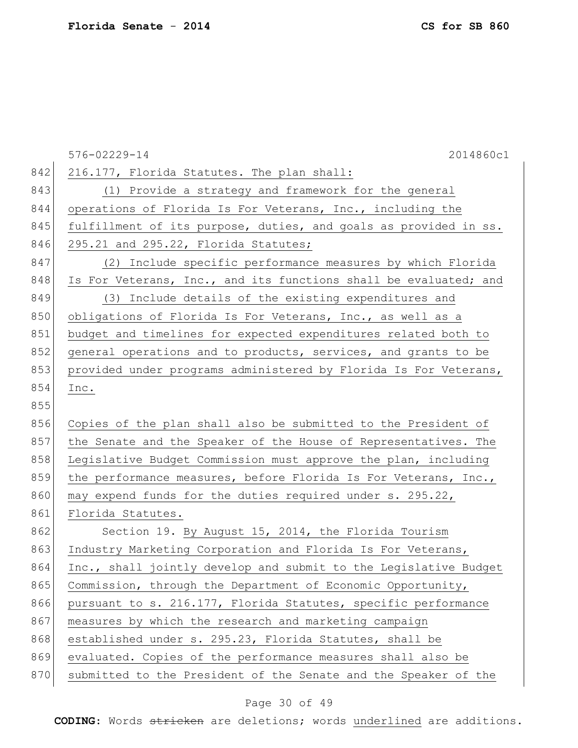216.177, Florida Statutes. The plan shall:

(1) Provide a strategy and framework for the general operations of Florida Is For Veterans, Inc., including the fulfillment of its purpose, duties, and goals as provided in ss. 295.21 and 295.22, Florida Statutes;

(2) Include specific performance measures by which Florida Is For Veterans, Inc., and its functions shall be evaluated; and

(3) Include details of the existing expenditures and obligations of Florida Is For Veterans, Inc., as well as a budget and timelines for expected expenditures related both to general operations and to products, services, and grants to be provided under programs administered by Florida Is For Veterans, Inc.

Copies of the plan shall also be submitted to the President of the Senate and the Speaker of the House of Representatives. The Legislative Budget Commission must approve the plan, including the performance measures, before Florida Is For Veterans, Inc., may expend funds for the duties required under s. 295.22, Florida Statutes.

Section 19. By August 15, 2014, the Florida Tourism Industry Marketing Corporation and Florida Is For Veterans, Inc., shall jointly develop and submit to the Legislative Budget Commission, through the Department of Economic Opportunity, pursuant to s. 216.177, Florida Statutes, specific performance measures by which the research and marketing campaign established under s. 295.23, Florida Statutes, shall be evaluated. Copies of the performance measures shall also be submitted to the President of the Senate and the Speaker of the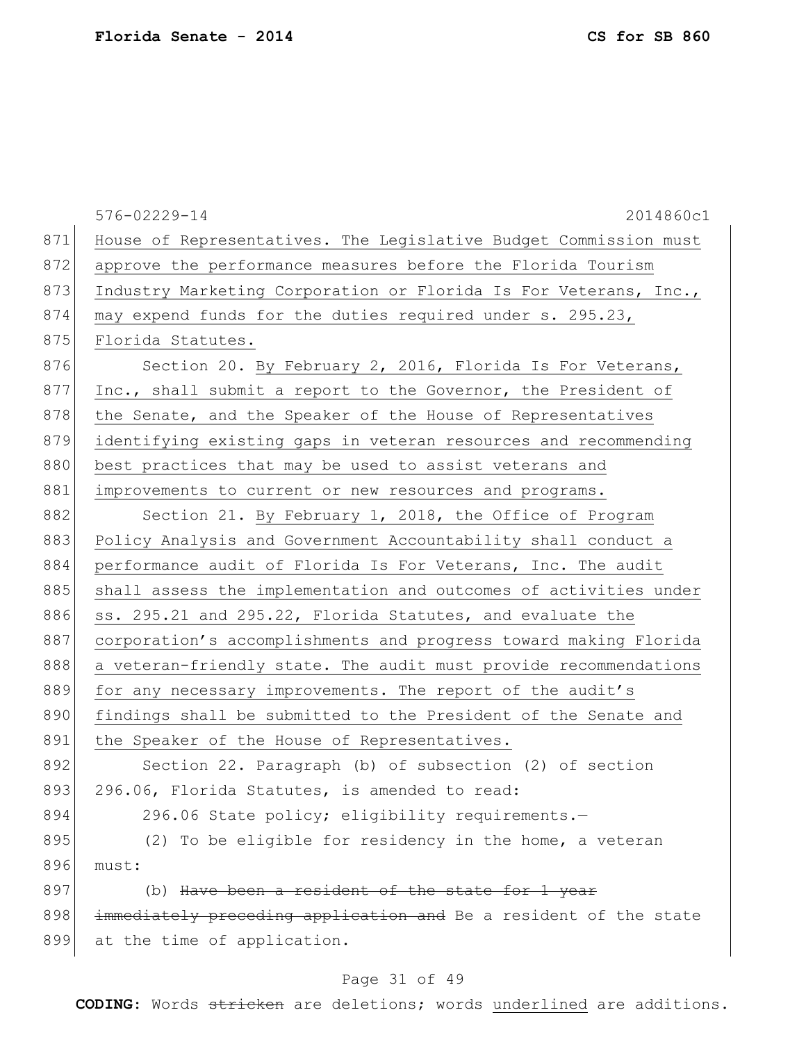House of Representatives. The Legislative Budget Commission must approve the performance measures before the Florida Tourism Industry Marketing Corporation or Florida Is For Veterans, Inc., may expend funds for the duties required under s. 295.23, Florida Statutes.

Section 20. By February 2, 2016, Florida Is For Veterans, Inc., shall submit a report to the Governor, the President of the Senate, and the Speaker of the House of Representatives identifying existing gaps in veteran resources and recommending best practices that may be used to assist veterans and improvements to current or new resources and programs.

Section 21. By February 1, 2018, the Office of Program Policy Analysis and Government Accountability shall conduct a performance audit of Florida Is For Veterans, Inc. The audit shall assess the implementation and outcomes of activities under ss. 295.21 and 295.22, Florida Statutes, and evaluate the corporation's accomplishments and progress toward making Florida a veteran-friendly state. The audit must provide recommendations for any necessary improvements. The report of the audit's findings shall be submitted to the President of the Senate and the Speaker of the House of Representatives.

Section 22. Paragraph (b) of subsection (2) of section 296.06, Florida Statutes, is amended to read:

296.06 State policy; eligibility requirements.—

(2) To be eligible for residency in the home, a veteran must:

(b) ~~Have been a resident of the state for 1 year immediately preceding application and~~ Be a resident of the state at the time of application.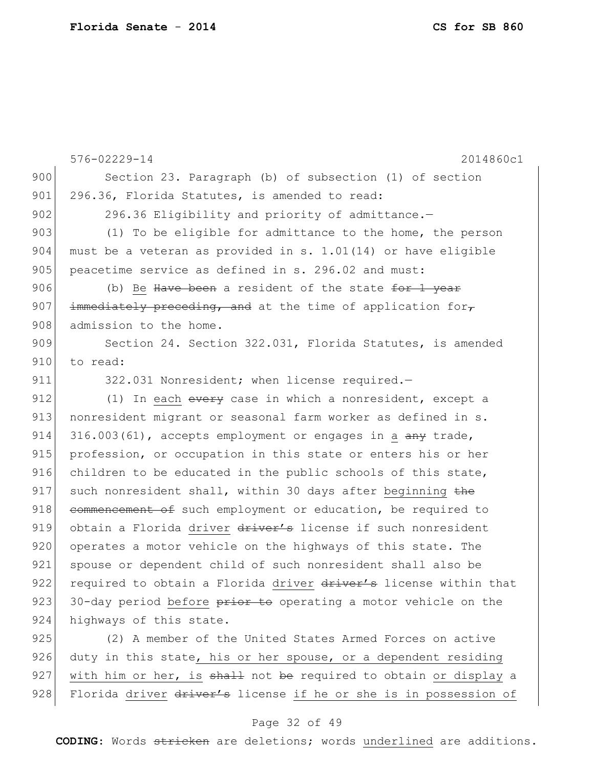576-02229-14 2014860c1

Section 23. Paragraph (b) of subsection (1) of section 296.36, Florida Statutes, is amended to read:

296.36 Eligibility and priority of admittance.—

(1) To be eligible for admittance to the home, the person must be a veteran as provided in s. 1.01(14) or have eligible peacetime service as defined in s. 296.02 and must:

(b) Be ~~Have been~~ a resident of the state ~~for 1 year immediately preceding, and~~ at the time of application for~~,~~ admission to the home.

Section 24. Section 322.031, Florida Statutes, is amended to read:

322.031 Nonresident; when license required.—

(1) In each ~~every~~ case in which a nonresident, except a nonresident migrant or seasonal farm worker as defined in s. 316.003(61), accepts employment or engages in a ~~any~~ trade, profession, or occupation in this state or enters his or her children to be educated in the public schools of this state, such nonresident shall, within 30 days after beginning ~~the commencement of~~ such employment or education, be required to obtain a Florida driver ~~driver's~~ license if such nonresident operates a motor vehicle on the highways of this state. The spouse or dependent child of such nonresident shall also be required to obtain a Florida driver ~~driver's~~ license within that 30-day period before ~~prior to~~ operating a motor vehicle on the highways of this state.

(2) A member of the United States Armed Forces on active duty in this state, his or her spouse, or a dependent residing with him or her, is ~~shall~~ not ~~be~~ required to obtain or display a Florida driver ~~driver's~~ license if he or she is in possession of

**CODING:** Words ~~stricken~~ are deletions; words underlined are additions.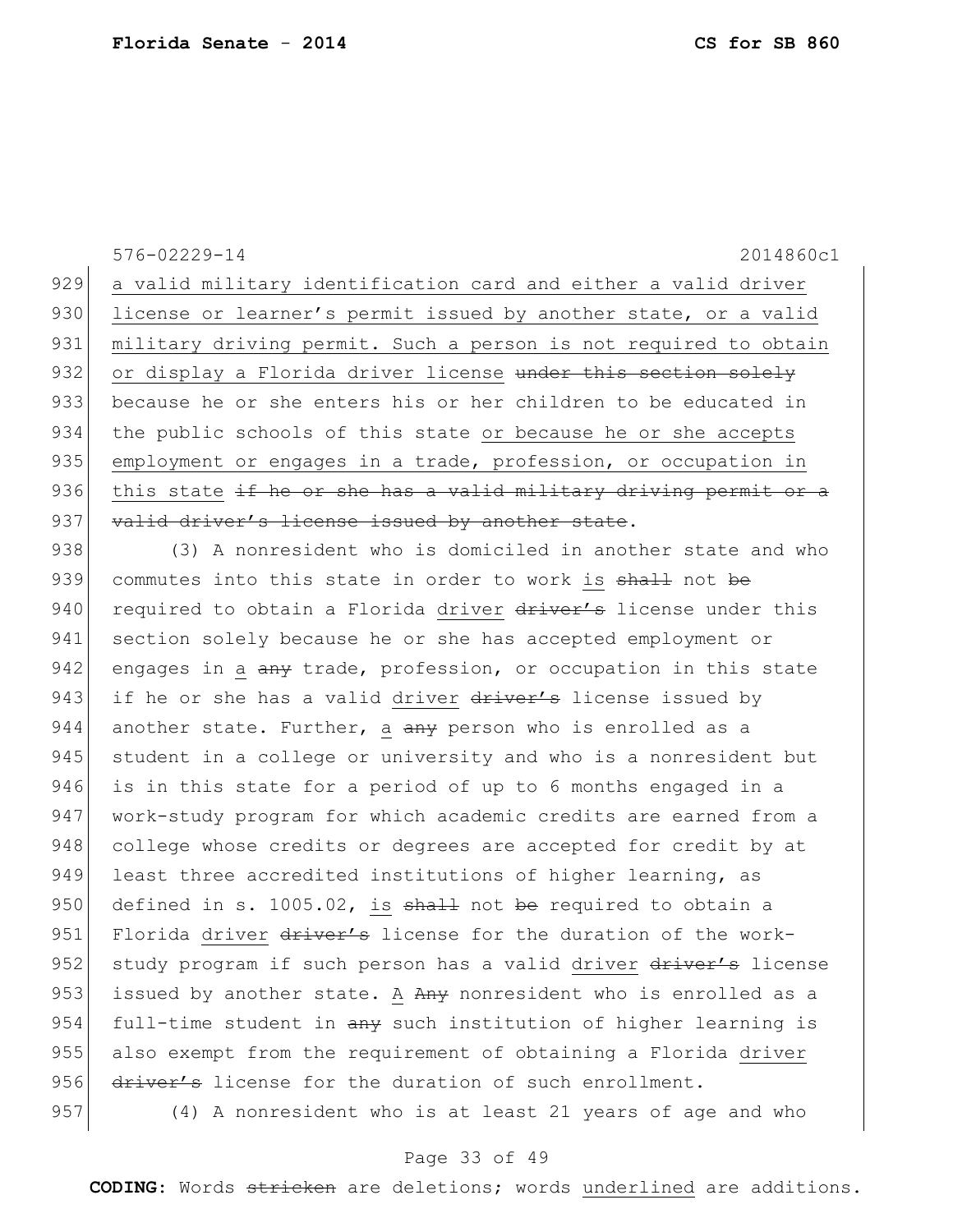576-02229-14 2014860c1

929 a valid military identification card and either a valid driver
930 license or learner's permit issued by another state, or a valid
931 military driving permit. Such a person is not required to obtain
932 or display a Florida driver license ~~under this section solely~~
933 because he or she enters his or her children to be educated in
934 the public schools of this state or because he or she accepts
935 employment or engages in a trade, profession, or occupation in
936 this state ~~if he or she has a valid military driving permit or a~~
937 ~~valid driver's license issued by another state~~.

938 (3) A nonresident who is domiciled in another state and who
939 commutes into this state in order to work is ~~shall~~ not ~~be~~
940 required to obtain a Florida driver ~~driver's~~ license under this
941 section solely because he or she has accepted employment or
942 engages in a ~~any~~ trade, profession, or occupation in this state
943 if he or she has a valid driver ~~driver's~~ license issued by
944 another state. Further, a ~~any~~ person who is enrolled as a
945 student in a college or university and who is a nonresident but
946 is in this state for a period of up to 6 months engaged in a
947 work-study program for which academic credits are earned from a
948 college whose credits or degrees are accepted for credit by at
949 least three accredited institutions of higher learning, as
950 defined in s. 1005.02, is ~~shall~~ not ~~be~~ required to obtain a
951 Florida driver ~~driver's~~ license for the duration of the work-
952 study program if such person has a valid driver ~~driver's~~ license
953 issued by another state. A ~~Any~~ nonresident who is enrolled as a
954 full-time student in ~~any~~ such institution of higher learning is
955 also exempt from the requirement of obtaining a Florida driver
956 ~~driver's~~ license for the duration of such enrollment.

957 (4) A nonresident who is at least 21 years of age and who

**CODING:** Words ~~stricken~~ are deletions; words underlined are additions.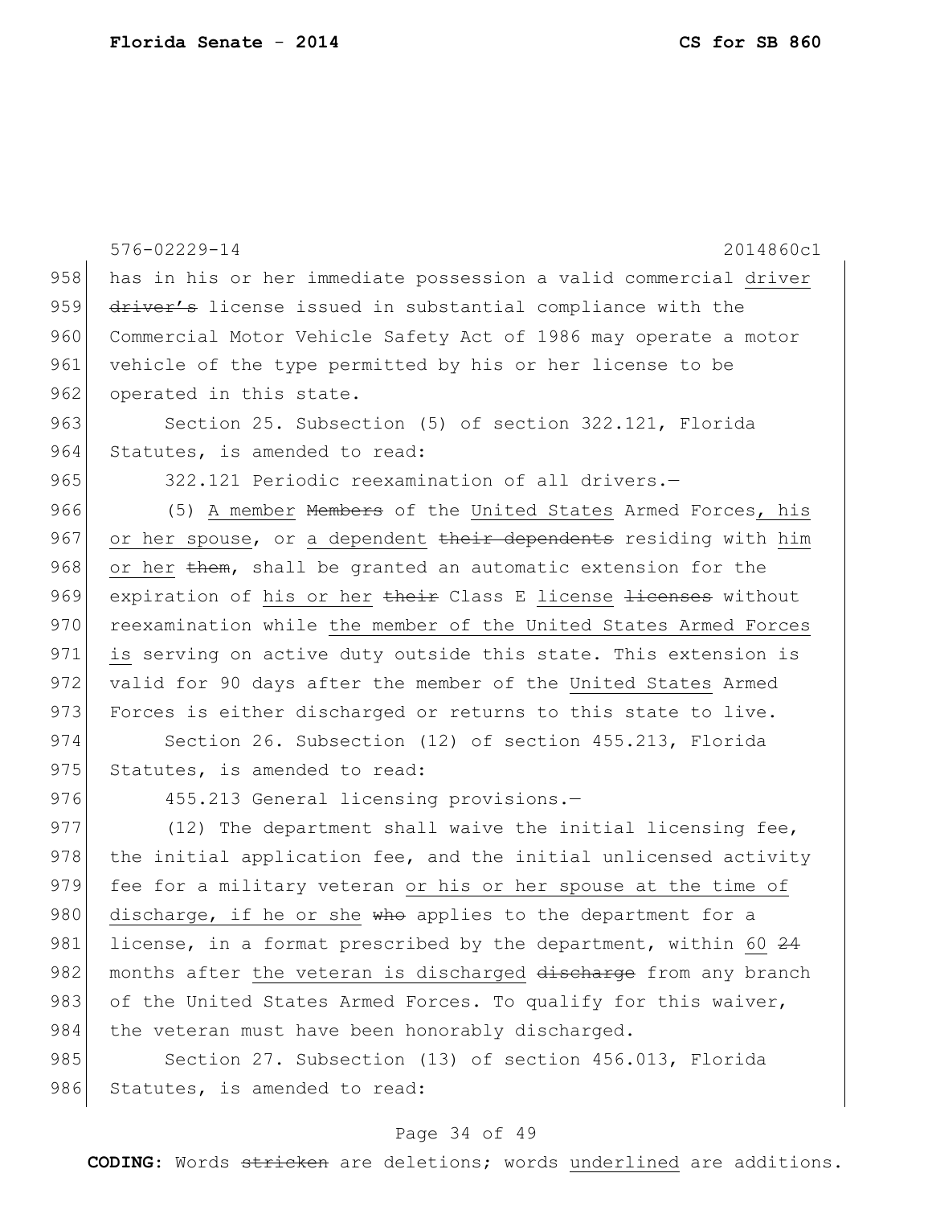576-02229-14 2014860c1

958 has in his or her immediate possession a valid commercial driver
959 ~~driver's~~ license issued in substantial compliance with the
960 Commercial Motor Vehicle Safety Act of 1986 may operate a motor
961 vehicle of the type permitted by his or her license to be
962 operated in this state.

963 Section 25. Subsection (5) of section 322.121, Florida
964 Statutes, is amended to read:

965 322.121 Periodic reexamination of all drivers.—

966 (5) <u>A member</u> ~~Members~~ of the <u>United States</u> Armed Forces<u>, his</u>
967 <u>or her spouse</u>, or <u>a dependent</u> ~~their dependents~~ residing with <u>him</u>
968 <u>or her</u> ~~them~~, shall be granted an automatic extension for the
969 expiration of <u>his or her</u> ~~their~~ Class E <u>license</u> ~~licenses~~ without
970 reexamination while <u>the member of the United States Armed Forces</u>
971 <u>is</u> serving on active duty outside this state. This extension is
972 valid for 90 days after the member of the <u>United States</u> Armed
973 Forces is either discharged or returns to this state to live.

974 Section 26. Subsection (12) of section 455.213, Florida
975 Statutes, is amended to read:

976 455.213 General licensing provisions.—

977 (12) The department shall waive the initial licensing fee,
978 the initial application fee, and the initial unlicensed activity
979 fee for a military veteran <u>or his or her spouse at the time of</u>
980 <u>discharge, if he or she</u> ~~who~~ applies to the department for a
981 license, in a format prescribed by the department, within <u>60</u> ~~24~~
982 months after <u>the veteran is discharged</u> ~~discharge~~ from any branch
983 of the United States Armed Forces. To qualify for this waiver,
984 the veteran must have been honorably discharged.

985 Section 27. Subsection (13) of section 456.013, Florida
986 Statutes, is amended to read:

**CODING:** Words ~~stricken~~ are deletions; words <u>underlined</u> are additions.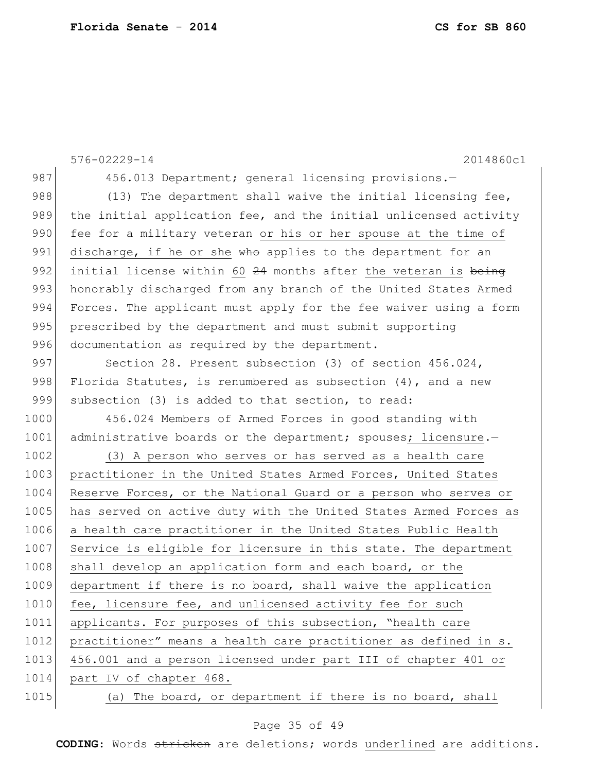576-02229-14 2014860c1

987 456.013 Department; general licensing provisions.—

988 (13) The department shall waive the initial licensing fee,
989 the initial application fee, and the initial unlicensed activity
990 fee for a military veteran <u>or his or her spouse at the time of</u>
991 <u>discharge, if he or she</u> ~~who~~ applies to the department for an
992 initial license within <u>60</u> ~~24~~ months after <u>the veteran is</u> ~~being~~
993 honorably discharged from any branch of the United States Armed
994 Forces. The applicant must apply for the fee waiver using a form
995 prescribed by the department and must submit supporting
996 documentation as required by the department.

997 Section 28. Present subsection (3) of section 456.024,
998 Florida Statutes, is renumbered as subsection (4), and a new
999 subsection (3) is added to that section, to read:

1000 456.024 Members of Armed Forces in good standing with
1001 administrative boards or the department; spouses<u>; licensure</u>.—

1002 <u>(3) A person who serves or has served as a health care</u>
1003 <u>practitioner in the United States Armed Forces, United States</u>
1004 <u>Reserve Forces, or the National Guard or a person who serves or</u>
1005 <u>has served on active duty with the United States Armed Forces as</u>
1006 <u>a health care practitioner in the United States Public Health</u>
1007 <u>Service is eligible for licensure in this state. The department</u>
1008 <u>shall develop an application form and each board, or the</u>
1009 <u>department if there is no board, shall waive the application</u>
1010 <u>fee, licensure fee, and unlicensed activity fee for such</u>
1011 <u>applicants. For purposes of this subsection, "health care</u>
1012 <u>practitioner" means a health care practitioner as defined in s.</u>
1013 <u>456.001 and a person licensed under part III of chapter 401 or</u>
1014 <u>part IV of chapter 468.</u>

1015 <u>(a) The board, or department if there is no board, shall</u>

**CODING:** Words ~~stricken~~ are deletions; words <u>underlined</u> are additions.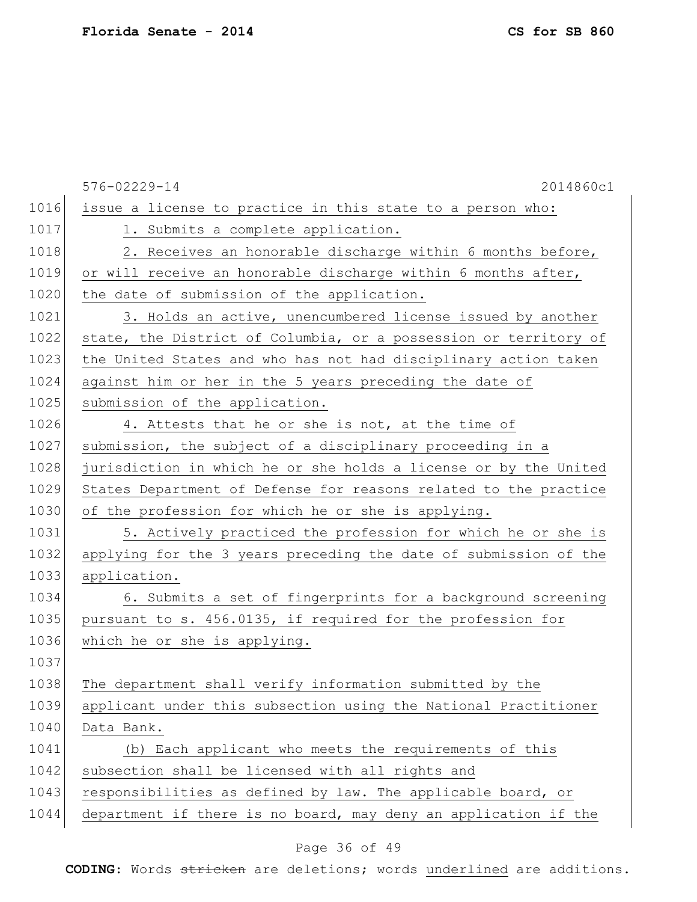issue a license to practice in this state to a person who:

1. Submits a complete application.

2. Receives an honorable discharge within 6 months before, or will receive an honorable discharge within 6 months after, the date of submission of the application.

3. Holds an active, unencumbered license issued by another state, the District of Columbia, or a possession or territory of the United States and who has not had disciplinary action taken against him or her in the 5 years preceding the date of submission of the application.

4. Attests that he or she is not, at the time of submission, the subject of a disciplinary proceeding in a jurisdiction in which he or she holds a license or by the United States Department of Defense for reasons related to the practice of the profession for which he or she is applying.

5. Actively practiced the profession for which he or she is applying for the 3 years preceding the date of submission of the application.

6. Submits a set of fingerprints for a background screening pursuant to s. 456.0135, if required for the profession for which he or she is applying.

The department shall verify information submitted by the applicant under this subsection using the National Practitioner Data Bank.

(b) Each applicant who meets the requirements of this subsection shall be licensed with all rights and responsibilities as defined by law. The applicable board, or department if there is no board, may deny an application if the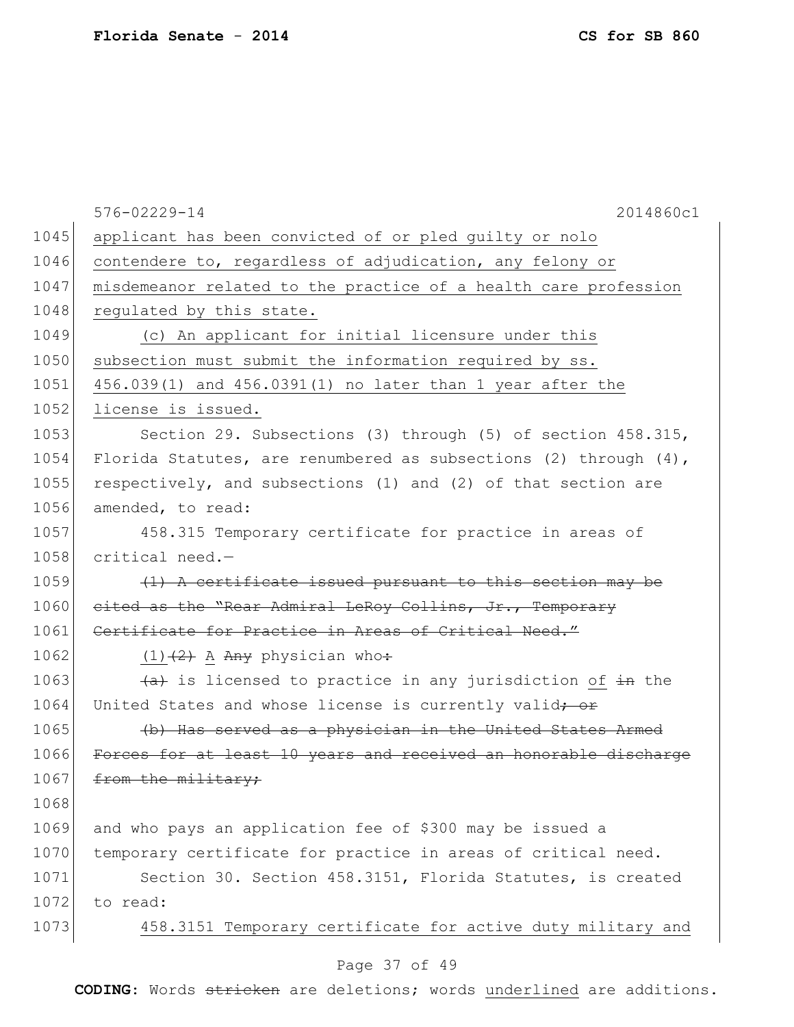576-02229-14 2014860c1

1045 applicant has been convicted of or pled guilty or nolo
1046 contendere to, regardless of adjudication, any felony or
1047 misdemeanor related to the practice of a health care profession
1048 regulated by this state.

1049 (c) An applicant for initial licensure under this
1050 subsection must submit the information required by ss.
1051 456.039(1) and 456.0391(1) no later than 1 year after the
1052 license is issued.

1053 Section 29. Subsections (3) through (5) of section 458.315,
1054 Florida Statutes, are renumbered as subsections (2) through (4),
1055 respectively, and subsections (1) and (2) of that section are
1056 amended, to read:

1057 458.315 Temporary certificate for practice in areas of
1058 critical need.—

1059 ~~(1) A certificate issued pursuant to this section may be~~
1060 ~~cited as the "Rear Admiral LeRoy Collins, Jr., Temporary~~
1061 ~~Certificate for Practice in Areas of Critical Need."~~

1062 (1)~~(2)~~ A ~~Any~~ physician who~~:~~

1063 ~~(a)~~ is licensed to practice in any jurisdiction of ~~in~~ the
1064 United States and whose license is currently valid~~; or~~

1065 ~~(b) Has served as a physician in the United States Armed~~
1066 ~~Forces for at least 10 years and received an honorable discharge~~
1067 ~~from the military;~~

1068

1069 and who pays an application fee of $300 may be issued a
1070 temporary certificate for practice in areas of critical need.

1071 Section 30. Section 458.3151, Florida Statutes, is created
1072 to read:

1073 458.3151 Temporary certificate for active duty military and

CODING: Words ~~stricken~~ are deletions; words underlined are additions.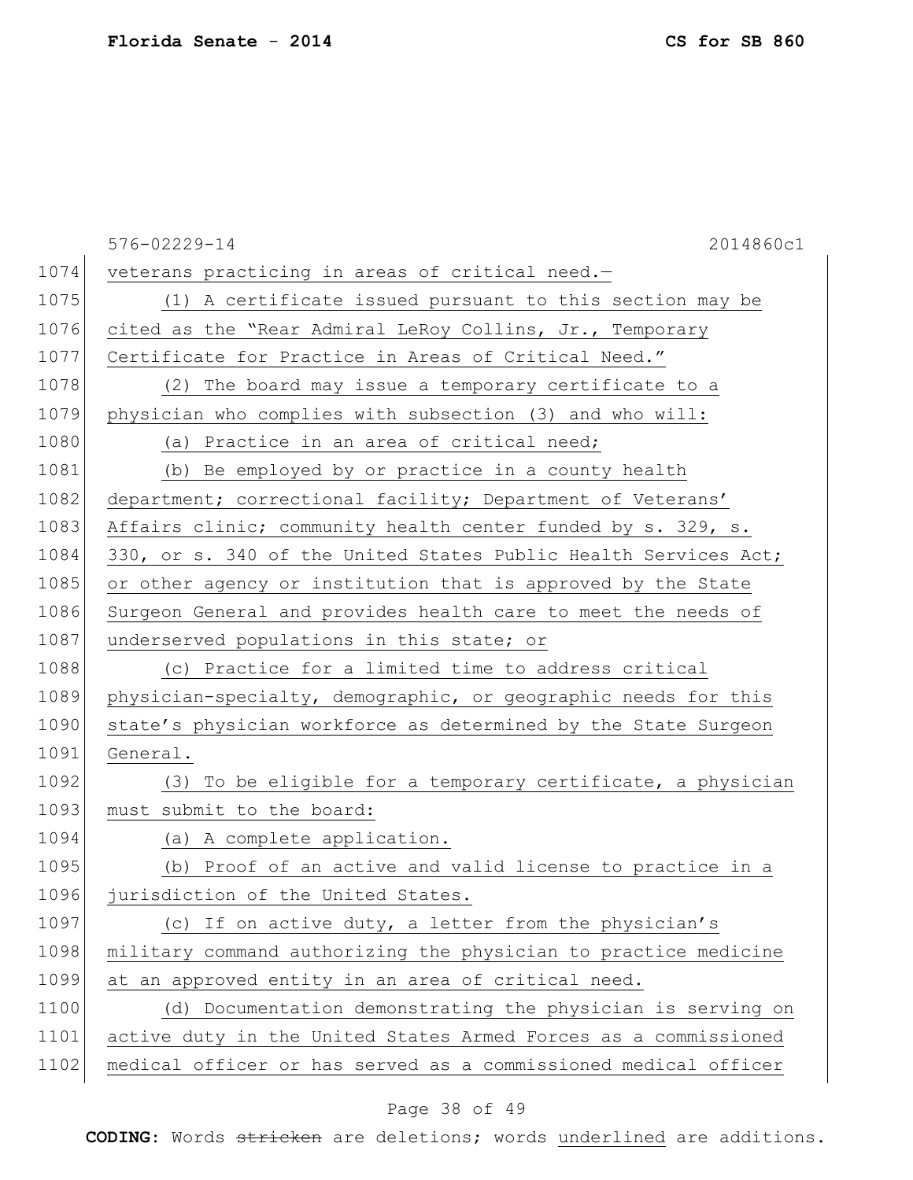576-02229-14 2014860c1

veterans practicing in areas of critical need.—

(1) A certificate issued pursuant to this section may be cited as the "Rear Admiral LeRoy Collins, Jr., Temporary Certificate for Practice in Areas of Critical Need."

(2) The board may issue a temporary certificate to a physician who complies with subsection (3) and who will:

(a) Practice in an area of critical need;

(b) Be employed by or practice in a county health department; correctional facility; Department of Veterans' Affairs clinic; community health center funded by s. 329, s. 330, or s. 340 of the United States Public Health Services Act; or other agency or institution that is approved by the State Surgeon General and provides health care to meet the needs of underserved populations in this state; or

(c) Practice for a limited time to address critical physician-specialty, demographic, or geographic needs for this state's physician workforce as determined by the State Surgeon General.

(3) To be eligible for a temporary certificate, a physician must submit to the board:

(a) A complete application.

(b) Proof of an active and valid license to practice in a jurisdiction of the United States.

(c) If on active duty, a letter from the physician's military command authorizing the physician to practice medicine at an approved entity in an area of critical need.

(d) Documentation demonstrating the physician is serving on active duty in the United States Armed Forces as a commissioned medical officer or has served as a commissioned medical officer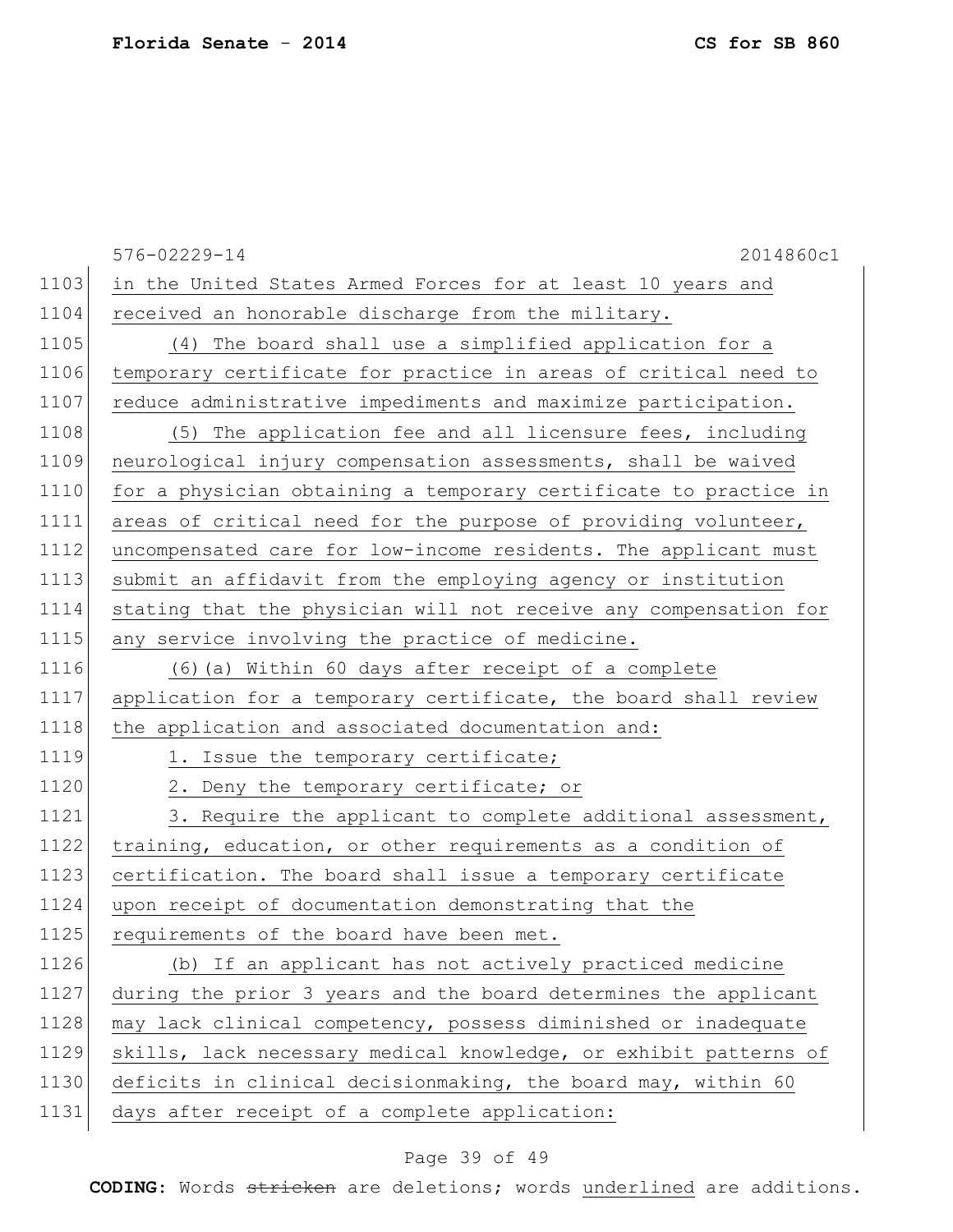in the United States Armed Forces for at least 10 years and received an honorable discharge from the military.

(4) The board shall use a simplified application for a temporary certificate for practice in areas of critical need to reduce administrative impediments and maximize participation.

(5) The application fee and all licensure fees, including neurological injury compensation assessments, shall be waived for a physician obtaining a temporary certificate to practice in areas of critical need for the purpose of providing volunteer, uncompensated care for low-income residents. The applicant must submit an affidavit from the employing agency or institution stating that the physician will not receive any compensation for any service involving the practice of medicine.

(6)(a) Within 60 days after receipt of a complete application for a temporary certificate, the board shall review the application and associated documentation and:

1. Issue the temporary certificate;

2. Deny the temporary certificate; or

3. Require the applicant to complete additional assessment, training, education, or other requirements as a condition of certification. The board shall issue a temporary certificate upon receipt of documentation demonstrating that the requirements of the board have been met.

(b) If an applicant has not actively practiced medicine during the prior 3 years and the board determines the applicant may lack clinical competency, possess diminished or inadequate skills, lack necessary medical knowledge, or exhibit patterns of deficits in clinical decisionmaking, the board may, within 60 days after receipt of a complete application: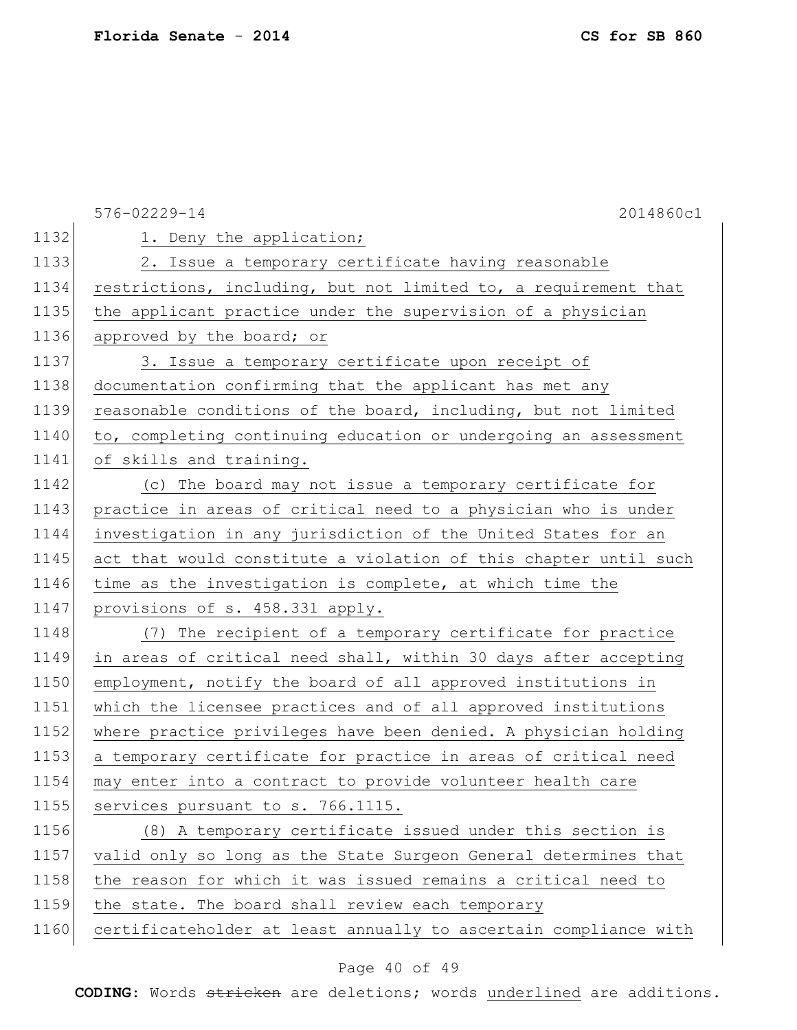1. Deny the application;

2. Issue a temporary certificate having reasonable restrictions, including, but not limited to, a requirement that the applicant practice under the supervision of a physician approved by the board; or

3. Issue a temporary certificate upon receipt of documentation confirming that the applicant has met any reasonable conditions of the board, including, but not limited to, completing continuing education or undergoing an assessment of skills and training.

(c) The board may not issue a temporary certificate for practice in areas of critical need to a physician who is under investigation in any jurisdiction of the United States for an act that would constitute a violation of this chapter until such time as the investigation is complete, at which time the provisions of s. 458.331 apply.

(7) The recipient of a temporary certificate for practice in areas of critical need shall, within 30 days after accepting employment, notify the board of all approved institutions in which the licensee practices and of all approved institutions where practice privileges have been denied. A physician holding a temporary certificate for practice in areas of critical need may enter into a contract to provide volunteer health care services pursuant to s. 766.1115.

(8) A temporary certificate issued under this section is valid only so long as the State Surgeon General determines that the reason for which it was issued remains a critical need to the state. The board shall review each temporary certificateholder at least annually to ascertain compliance with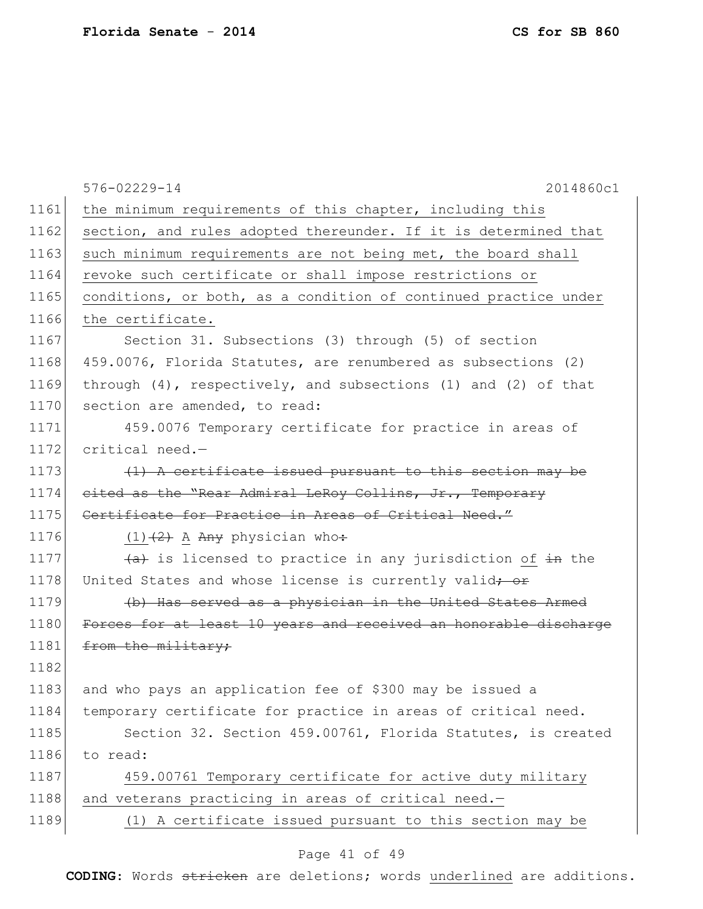576-02229-14 2014860c1

1161 the minimum requirements of this chapter, including this
1162 section, and rules adopted thereunder. If it is determined that
1163 such minimum requirements are not being met, the board shall
1164 revoke such certificate or shall impose restrictions or
1165 conditions, or both, as a condition of continued practice under
1166 the certificate.

1167 Section 31. Subsections (3) through (5) of section
1168 459.0076, Florida Statutes, are renumbered as subsections (2)
1169 through (4), respectively, and subsections (1) and (2) of that
1170 section are amended, to read:

1171 459.0076 Temporary certificate for practice in areas of
1172 critical need.—

1173 ~~(1) A certificate issued pursuant to this section may be~~
1174 ~~cited as the "Rear Admiral LeRoy Collins, Jr., Temporary~~
1175 ~~Certificate for Practice in Areas of Critical Need."~~

1176 (1)~~(2)~~ A ~~Any~~ physician who~~:~~

1177 ~~(a)~~ is licensed to practice in any jurisdiction of ~~in~~ the
1178 United States and whose license is currently valid~~; or~~

1179 ~~(b) Has served as a physician in the United States Armed~~
1180 ~~Forces for at least 10 years and received an honorable discharge~~
1181 ~~from the military;~~

1182

1183 and who pays an application fee of $300 may be issued a
1184 temporary certificate for practice in areas of critical need.

1185 Section 32. Section 459.00761, Florida Statutes, is created
1186 to read:

1187 459.00761 Temporary certificate for active duty military
1188 and veterans practicing in areas of critical need.—

1189 (1) A certificate issued pursuant to this section may be

**CODING:** Words ~~stricken~~ are deletions; words underlined are additions.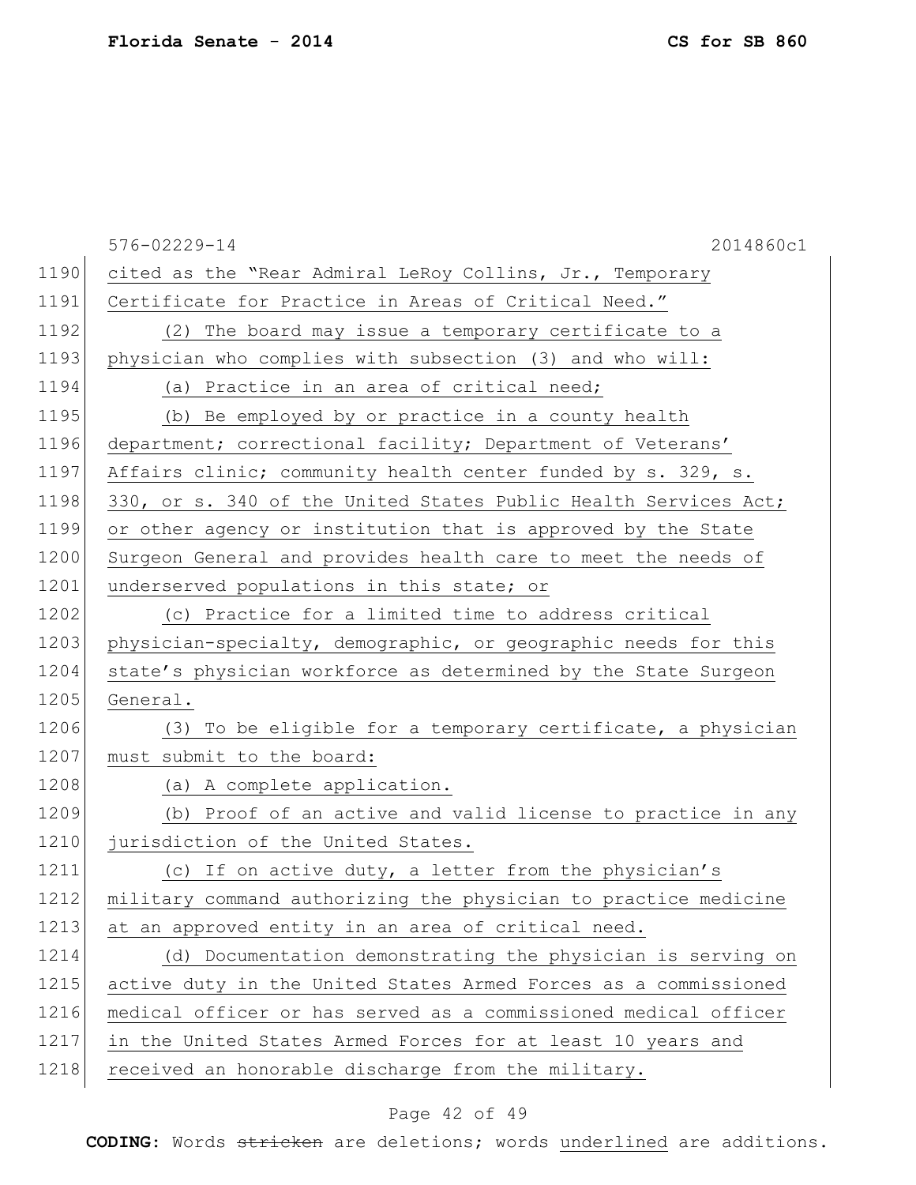cited as the "Rear Admiral LeRoy Collins, Jr., Temporary Certificate for Practice in Areas of Critical Need."

(2) The board may issue a temporary certificate to a physician who complies with subsection (3) and who will:

(a) Practice in an area of critical need;

(b) Be employed by or practice in a county health department; correctional facility; Department of Veterans' Affairs clinic; community health center funded by s. 329, s. 330, or s. 340 of the United States Public Health Services Act; or other agency or institution that is approved by the State Surgeon General and provides health care to meet the needs of underserved populations in this state; or

(c) Practice for a limited time to address critical physician-specialty, demographic, or geographic needs for this state's physician workforce as determined by the State Surgeon General.

(3) To be eligible for a temporary certificate, a physician must submit to the board:

(a) A complete application.

(b) Proof of an active and valid license to practice in any jurisdiction of the United States.

(c) If on active duty, a letter from the physician's military command authorizing the physician to practice medicine at an approved entity in an area of critical need.

(d) Documentation demonstrating the physician is serving on active duty in the United States Armed Forces as a commissioned medical officer or has served as a commissioned medical officer in the United States Armed Forces for at least 10 years and received an honorable discharge from the military.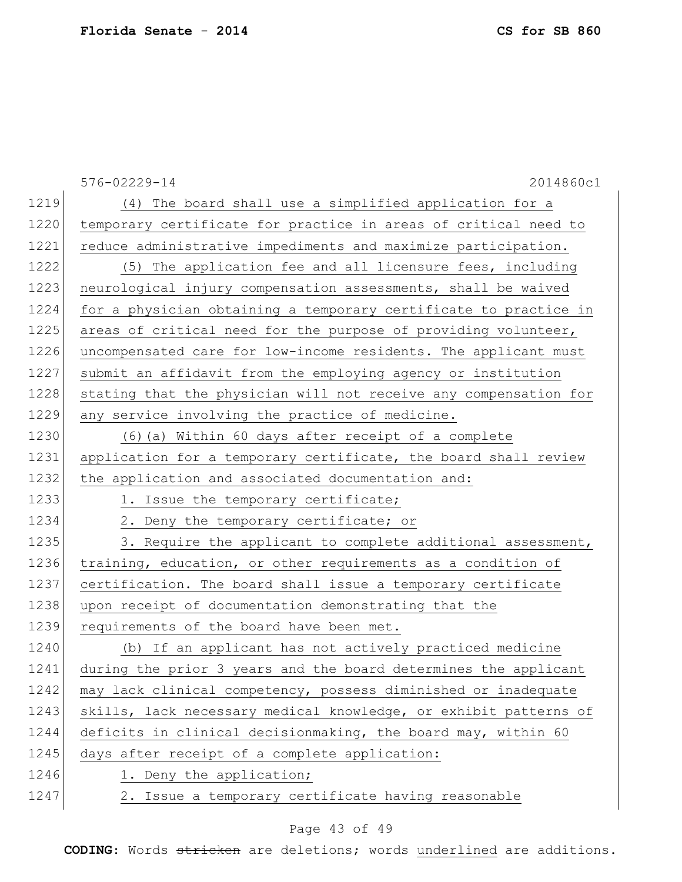576-02229-14 2014860c1

(4) The board shall use a simplified application for a temporary certificate for practice in areas of critical need to reduce administrative impediments and maximize participation.

(5) The application fee and all licensure fees, including neurological injury compensation assessments, shall be waived for a physician obtaining a temporary certificate to practice in areas of critical need for the purpose of providing volunteer, uncompensated care for low-income residents. The applicant must submit an affidavit from the employing agency or institution stating that the physician will not receive any compensation for any service involving the practice of medicine.

(6)(a) Within 60 days after receipt of a complete application for a temporary certificate, the board shall review the application and associated documentation and:

1. Issue the temporary certificate;

2. Deny the temporary certificate; or

3. Require the applicant to complete additional assessment, training, education, or other requirements as a condition of certification. The board shall issue a temporary certificate upon receipt of documentation demonstrating that the requirements of the board have been met.

(b) If an applicant has not actively practiced medicine during the prior 3 years and the board determines the applicant may lack clinical competency, possess diminished or inadequate skills, lack necessary medical knowledge, or exhibit patterns of deficits in clinical decisionmaking, the board may, within 60 days after receipt of a complete application:

1. Deny the application;

2. Issue a temporary certificate having reasonable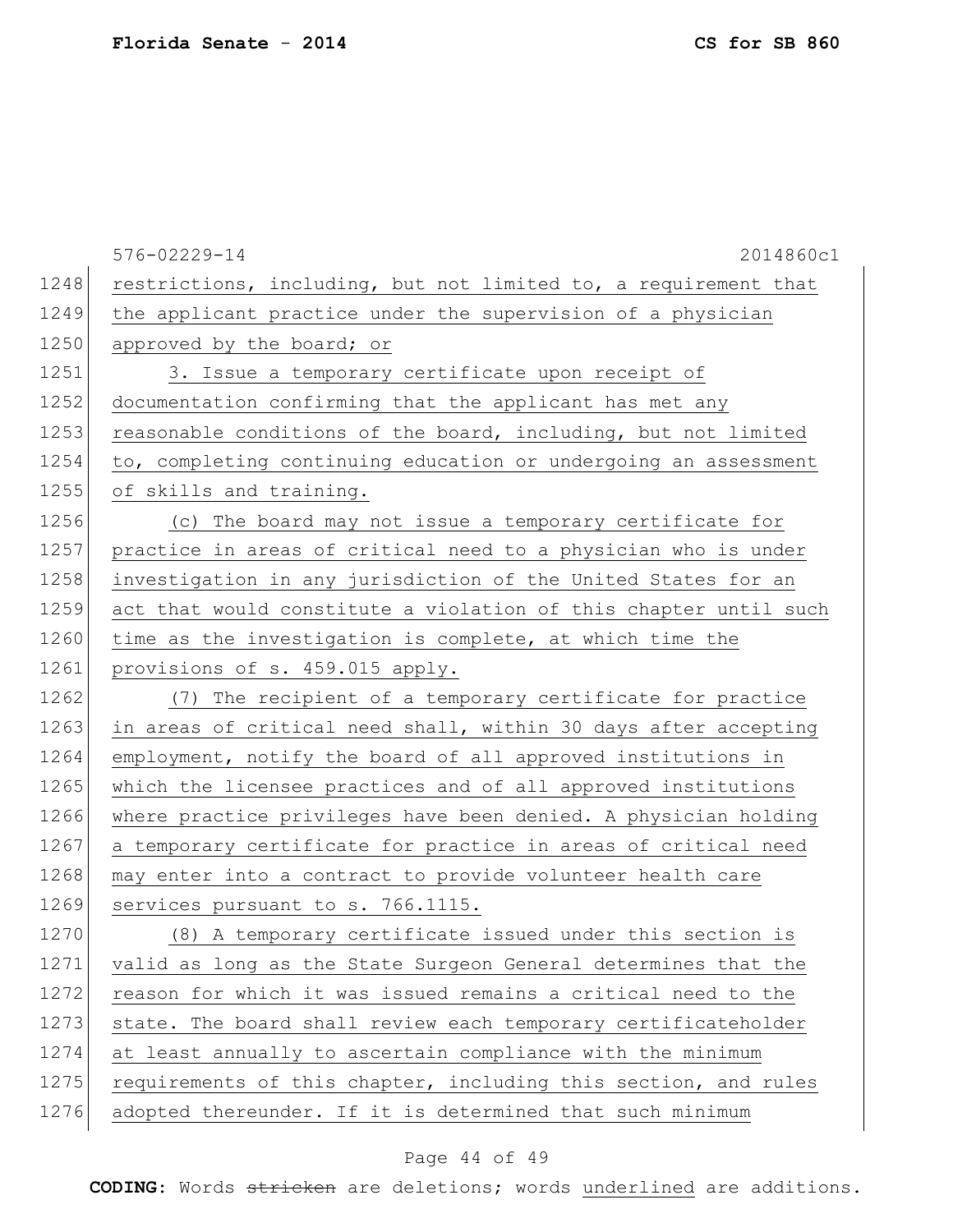restrictions, including, but not limited to, a requirement that the applicant practice under the supervision of a physician approved by the board; or

3. Issue a temporary certificate upon receipt of documentation confirming that the applicant has met any reasonable conditions of the board, including, but not limited to, completing continuing education or undergoing an assessment of skills and training.

(c) The board may not issue a temporary certificate for practice in areas of critical need to a physician who is under investigation in any jurisdiction of the United States for an act that would constitute a violation of this chapter until such time as the investigation is complete, at which time the provisions of s. 459.015 apply.

(7) The recipient of a temporary certificate for practice in areas of critical need shall, within 30 days after accepting employment, notify the board of all approved institutions in which the licensee practices and of all approved institutions where practice privileges have been denied. A physician holding a temporary certificate for practice in areas of critical need may enter into a contract to provide volunteer health care services pursuant to s. 766.1115.

(8) A temporary certificate issued under this section is valid as long as the State Surgeon General determines that the reason for which it was issued remains a critical need to the state. The board shall review each temporary certificateholder at least annually to ascertain compliance with the minimum requirements of this chapter, including this section, and rules adopted thereunder. If it is determined that such minimum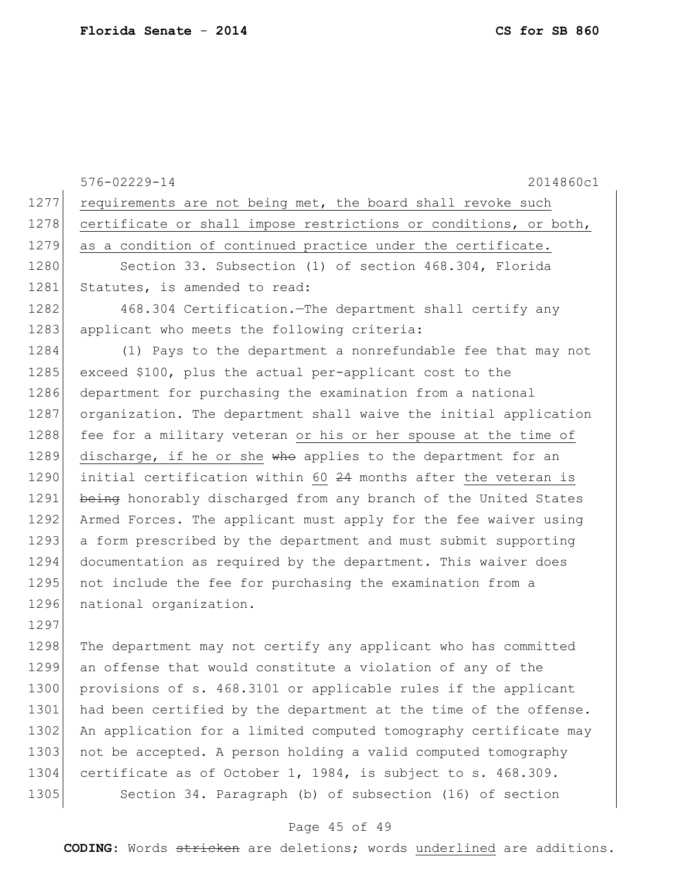576-02229-14 2014860c1

1277 requirements are not being met, the board shall revoke such
1278 certificate or shall impose restrictions or conditions, or both,
1279 as a condition of continued practice under the certificate.

1280 Section 33. Subsection (1) of section 468.304, Florida
1281 Statutes, is amended to read:

1282 468.304 Certification.—The department shall certify any
1283 applicant who meets the following criteria:

1284 (1) Pays to the department a nonrefundable fee that may not
1285 exceed $100, plus the actual per-applicant cost to the
1286 department for purchasing the examination from a national
1287 organization. The department shall waive the initial application
1288 fee for a military veteran or his or her spouse at the time of
1289 discharge, if he or she ~~who~~ applies to the department for an
1290 initial certification within 60 ~~24~~ months after the veteran is
1291 ~~being~~ honorably discharged from any branch of the United States
1292 Armed Forces. The applicant must apply for the fee waiver using
1293 a form prescribed by the department and must submit supporting
1294 documentation as required by the department. This waiver does
1295 not include the fee for purchasing the examination from a
1296 national organization.

1297

1298 The department may not certify any applicant who has committed
1299 an offense that would constitute a violation of any of the
1300 provisions of s. 468.3101 or applicable rules if the applicant
1301 had been certified by the department at the time of the offense.
1302 An application for a limited computed tomography certificate may
1303 not be accepted. A person holding a valid computed tomography
1304 certificate as of October 1, 1984, is subject to s. 468.309.

1305 Section 34. Paragraph (b) of subsection (16) of section

**CODING:** Words ~~stricken~~ are deletions; words underlined are additions.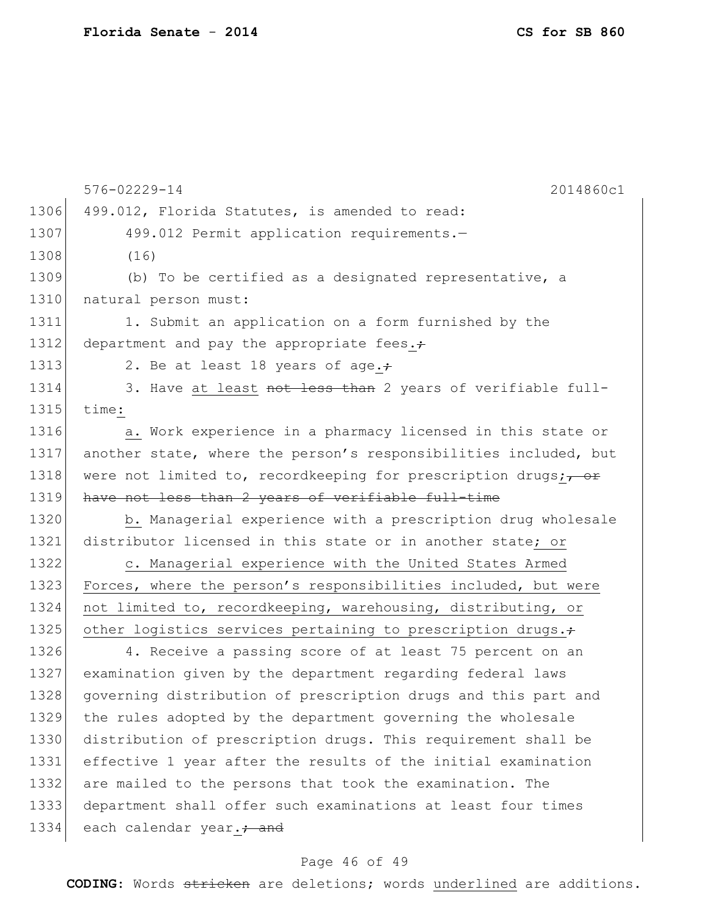576-02229-14 2014860c1

499.012, Florida Statutes, is amended to read:

499.012 Permit application requirements.—

(16)

(b) To be certified as a designated representative, a natural person must:

1. Submit an application on a form furnished by the department and pay the appropriate fees.~~;~~

2. Be at least 18 years of age.~~;~~

3. Have at least ~~not less than~~ 2 years of verifiable full-time:

a. Work experience in a pharmacy licensed in this state or another state, where the person's responsibilities included, but were not limited to, recordkeeping for prescription drugs;~~, or have not less than 2 years of verifiable full-time~~

b. Managerial experience with a prescription drug wholesale distributor licensed in this state or in another state; or

c. Managerial experience with the United States Armed Forces, where the person's responsibilities included, but were not limited to, recordkeeping, warehousing, distributing, or other logistics services pertaining to prescription drugs.~~;~~

4. Receive a passing score of at least 75 percent on an examination given by the department regarding federal laws governing distribution of prescription drugs and this part and the rules adopted by the department governing the wholesale distribution of prescription drugs. This requirement shall be effective 1 year after the results of the initial examination are mailed to the persons that took the examination. The department shall offer such examinations at least four times each calendar year.~~; and~~

**CODING:** Words ~~stricken~~ are deletions; words underlined are additions.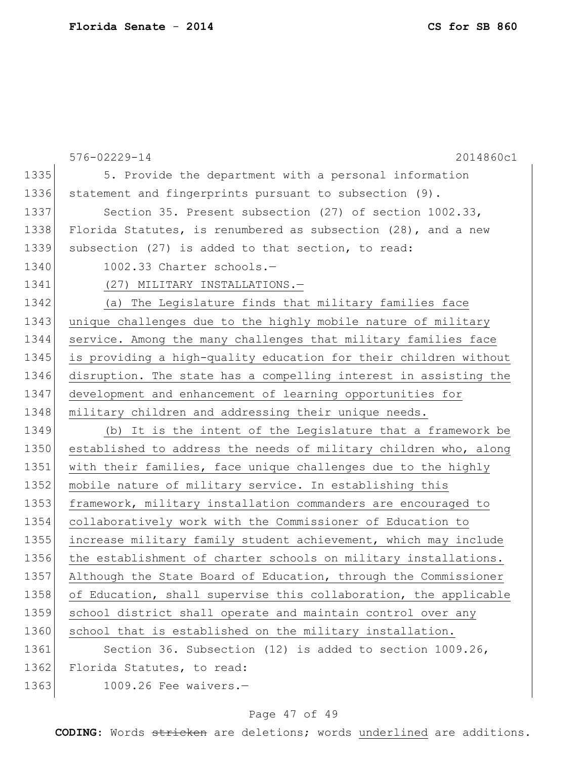5. Provide the department with a personal information statement and fingerprints pursuant to subsection (9).

Section 35. Present subsection (27) of section 1002.33, Florida Statutes, is renumbered as subsection (28), and a new subsection (27) is added to that section, to read:

1002.33 Charter schools.—

<u>(27) MILITARY INSTALLATIONS.—</u>

<u>(a) The Legislature finds that military families face unique challenges due to the highly mobile nature of military service. Among the many challenges that military families face is providing a high-quality education for their children without disruption. The state has a compelling interest in assisting the development and enhancement of learning opportunities for military children and addressing their unique needs.</u>

<u>(b) It is the intent of the Legislature that a framework be established to address the needs of military children who, along with their families, face unique challenges due to the highly mobile nature of military service. In establishing this framework, military installation commanders are encouraged to collaboratively work with the Commissioner of Education to increase military family student achievement, which may include the establishment of charter schools on military installations. Although the State Board of Education, through the Commissioner of Education, shall supervise this collaboration, the applicable school district shall operate and maintain control over any school that is established on the military installation.</u>

Section 36. Subsection (12) is added to section 1009.26, Florida Statutes, to read:

1009.26 Fee waivers.—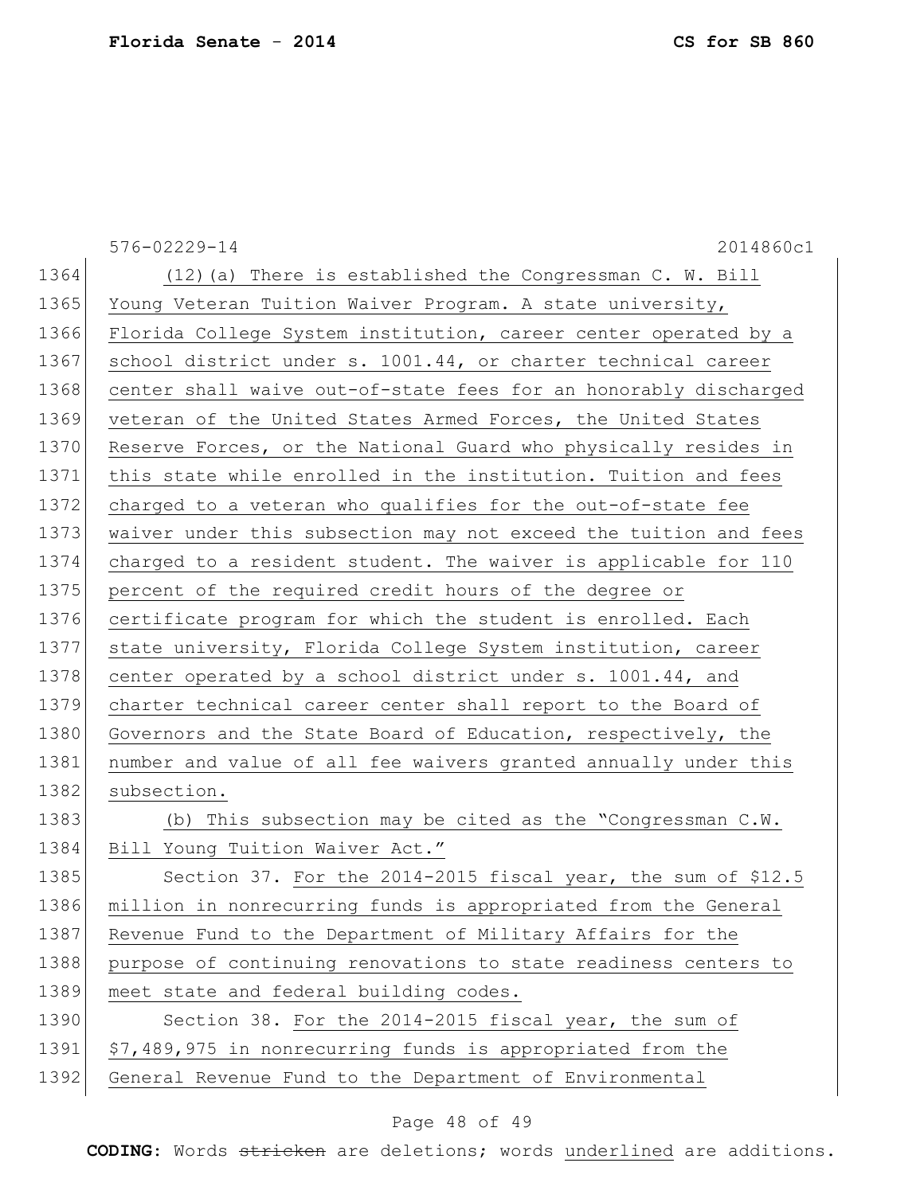576-02229-14 2014860c1

1364 (12)(a) There is established the Congressman C. W. Bill
1365 Young Veteran Tuition Waiver Program. A state university,
1366 Florida College System institution, career center operated by a
1367 school district under s. 1001.44, or charter technical career
1368 center shall waive out-of-state fees for an honorably discharged
1369 veteran of the United States Armed Forces, the United States
1370 Reserve Forces, or the National Guard who physically resides in
1371 this state while enrolled in the institution. Tuition and fees
1372 charged to a veteran who qualifies for the out-of-state fee
1373 waiver under this subsection may not exceed the tuition and fees
1374 charged to a resident student. The waiver is applicable for 110
1375 percent of the required credit hours of the degree or
1376 certificate program for which the student is enrolled. Each
1377 state university, Florida College System institution, career
1378 center operated by a school district under s. 1001.44, and
1379 charter technical career center shall report to the Board of
1380 Governors and the State Board of Education, respectively, the
1381 number and value of all fee waivers granted annually under this
1382 subsection.

1383 (b) This subsection may be cited as the "Congressman C.W.
1384 Bill Young Tuition Waiver Act."

1385 Section 37. For the 2014-2015 fiscal year, the sum of $12.5
1386 million in nonrecurring funds is appropriated from the General
1387 Revenue Fund to the Department of Military Affairs for the
1388 purpose of continuing renovations to state readiness centers to
1389 meet state and federal building codes.

1390 Section 38. For the 2014-2015 fiscal year, the sum of
1391 $7,489,975 in nonrecurring funds is appropriated from the
1392 General Revenue Fund to the Department of Environmental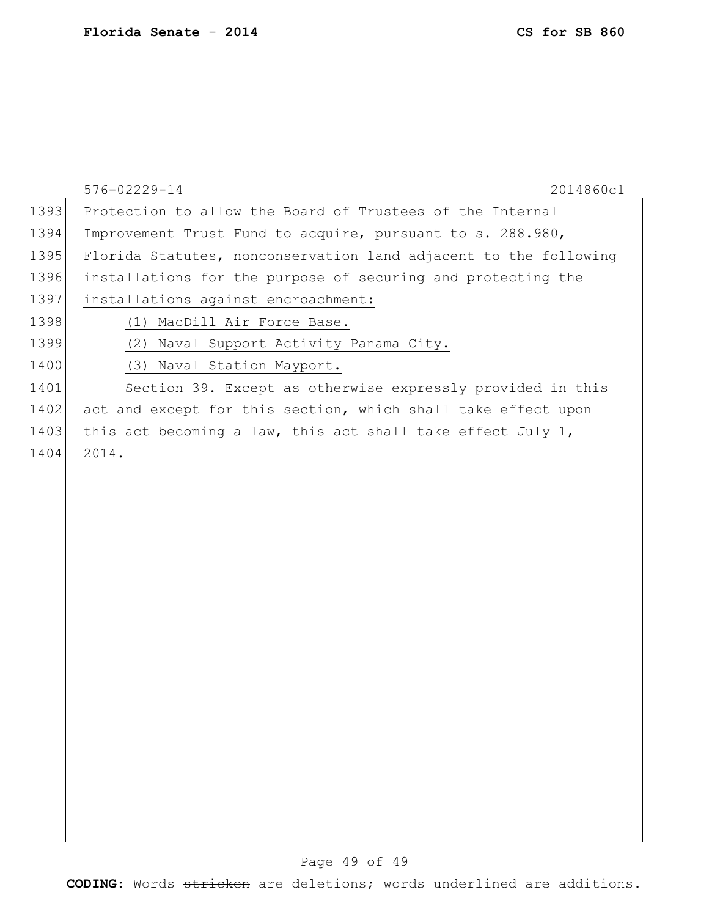Protection to allow the Board of Trustees of the Internal Improvement Trust Fund to acquire, pursuant to s. 288.980, Florida Statutes, nonconservation land adjacent to the following installations for the purpose of securing and protecting the installations against encroachment:

(1) MacDill Air Force Base.

(2) Naval Support Activity Panama City.

(3) Naval Station Mayport.

Section 39. Except as otherwise expressly provided in this act and except for this section, which shall take effect upon this act becoming a law, this act shall take effect July 1, 2014.